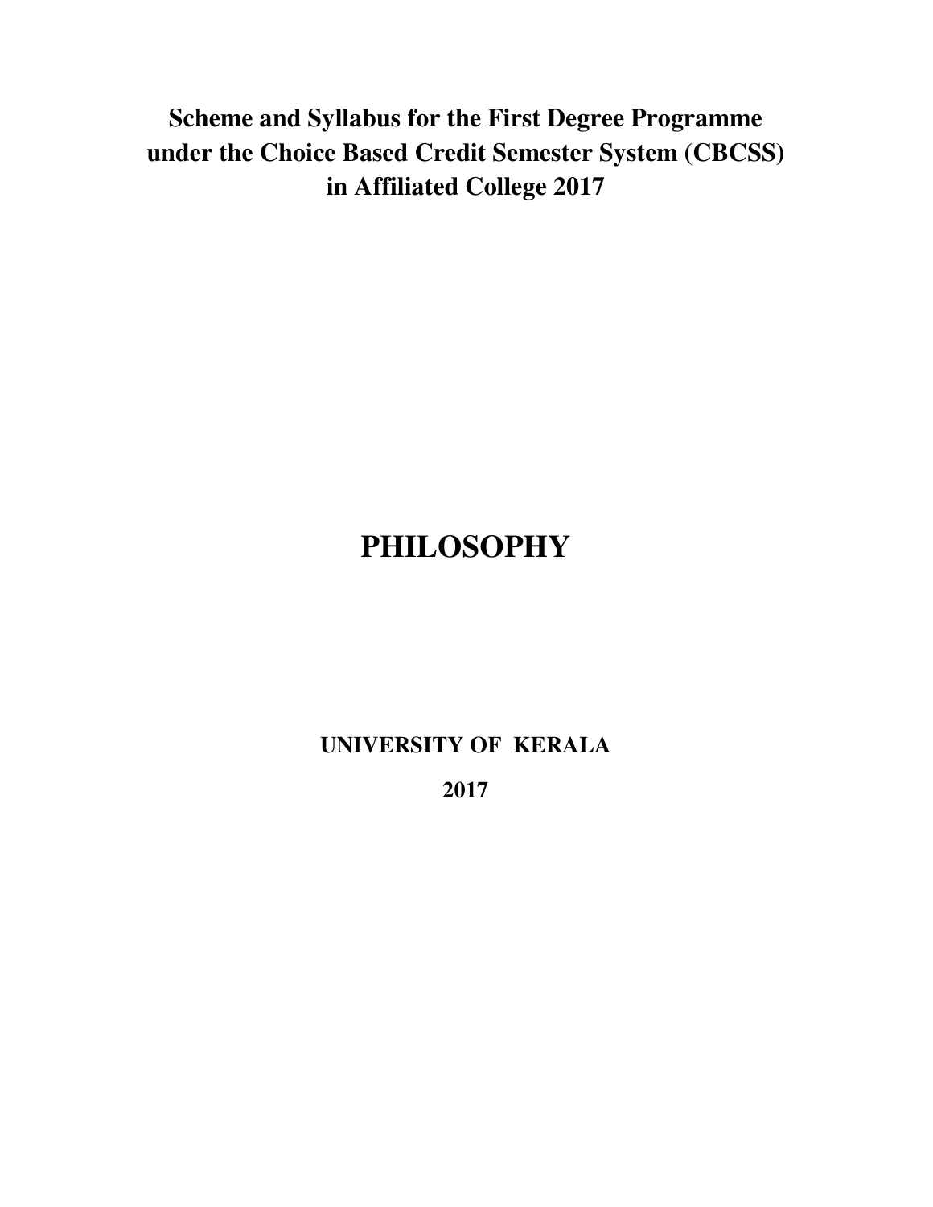# Scheme and Syllabus for the First Degree Programme under the Choice Based Credit Semester System (CBCSS) in Affiliated College 2017

# PHILOSOPHY

**UNIVERSITY OF KERALA**

**2017**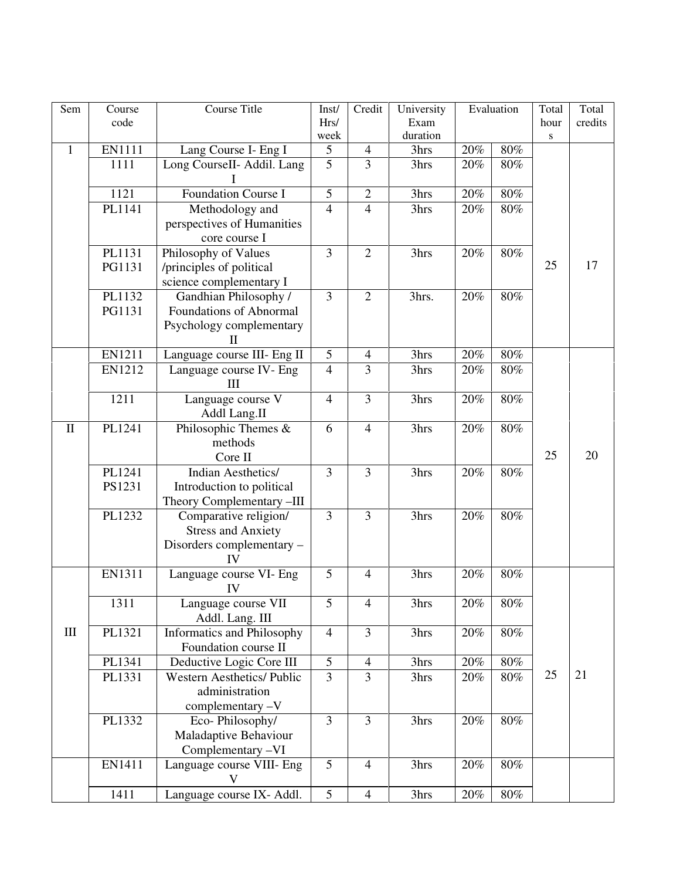| Sem | Course code | Course Title | Inst/ Hrs/ week | Credit | University Exam duration | Evaluation | | Total hours | Total credits |
|---|---|---|---|---|---|---|---|---|---|
| 1 | EN1111 | Lang Course I- Eng I | 5 | 4 | 3hrs | 20% | 80% | 25 | 17 |
| | 1111 | Long CourseII- Addil. Lang I | 5 | 3 | 3hrs | 20% | 80% | | |
| | 1121 | Foundation Course I | 5 | 2 | 3hrs | 20% | 80% | | |
| | PL1141 | Methodology and perspectives of Humanities core course I | 4 | 4 | 3hrs | 20% | 80% | | |
| | PL1131 PG1131 | Philosophy of Values /principles of political science complementary I | 3 | 2 | 3hrs | 20% | 80% | | |
| | PL1132 PG1131 | Gandhian Philosophy / Foundations of Abnormal Psychology complementary II | 3 | 2 | 3hrs. | 20% | 80% | | |
| II | EN1211 | Language course III- Eng II | 5 | 4 | 3hrs | 20% | 80% | 25 | 20 |
| | EN1212 | Language course IV- Eng III | 4 | 3 | 3hrs | 20% | 80% | | |
| | 1211 | Language course V Addl Lang.II | 4 | 3 | 3hrs | 20% | 80% | | |
| | PL1241 | Philosophic Themes & methods Core II | 6 | 4 | 3hrs | 20% | 80% | | |
| | PL1241 PS1231 | Indian Aesthetics/ Introduction to political Theory Complementary –III | 3 | 3 | 3hrs | 20% | 80% | | |
| | PL1232 | Comparative religion/ Stress and Anxiety Disorders complementary – IV | 3 | 3 | 3hrs | 20% | 80% | | |
| III | EN1311 | Language course VI- Eng IV | 5 | 4 | 3hrs | 20% | 80% | 25 | 21 |
| | 1311 | Language course VII Addl. Lang. III | 5 | 4 | 3hrs | 20% | 80% | | |
| | PL1321 | Informatics and Philosophy Foundation course II | 4 | 3 | 3hrs | 20% | 80% | | |
| | PL1341 | Deductive Logic Core III | 5 | 4 | 3hrs | 20% | 80% | | |
| | PL1331 | Western Aesthetics/ Public administration complementary –V | 3 | 3 | 3hrs | 20% | 80% | | |
| | PL1332 | Eco- Philosophy/ Maladaptive Behaviour Complementary –VI | 3 | 3 | 3hrs | 20% | 80% | | |
| | EN1411 | Language course VIII- Eng V | 5 | 4 | 3hrs | 20% | 80% | | |
| | 1411 | Language course IX- Addl. | 5 | 4 | 3hrs | 20% | 80% | | |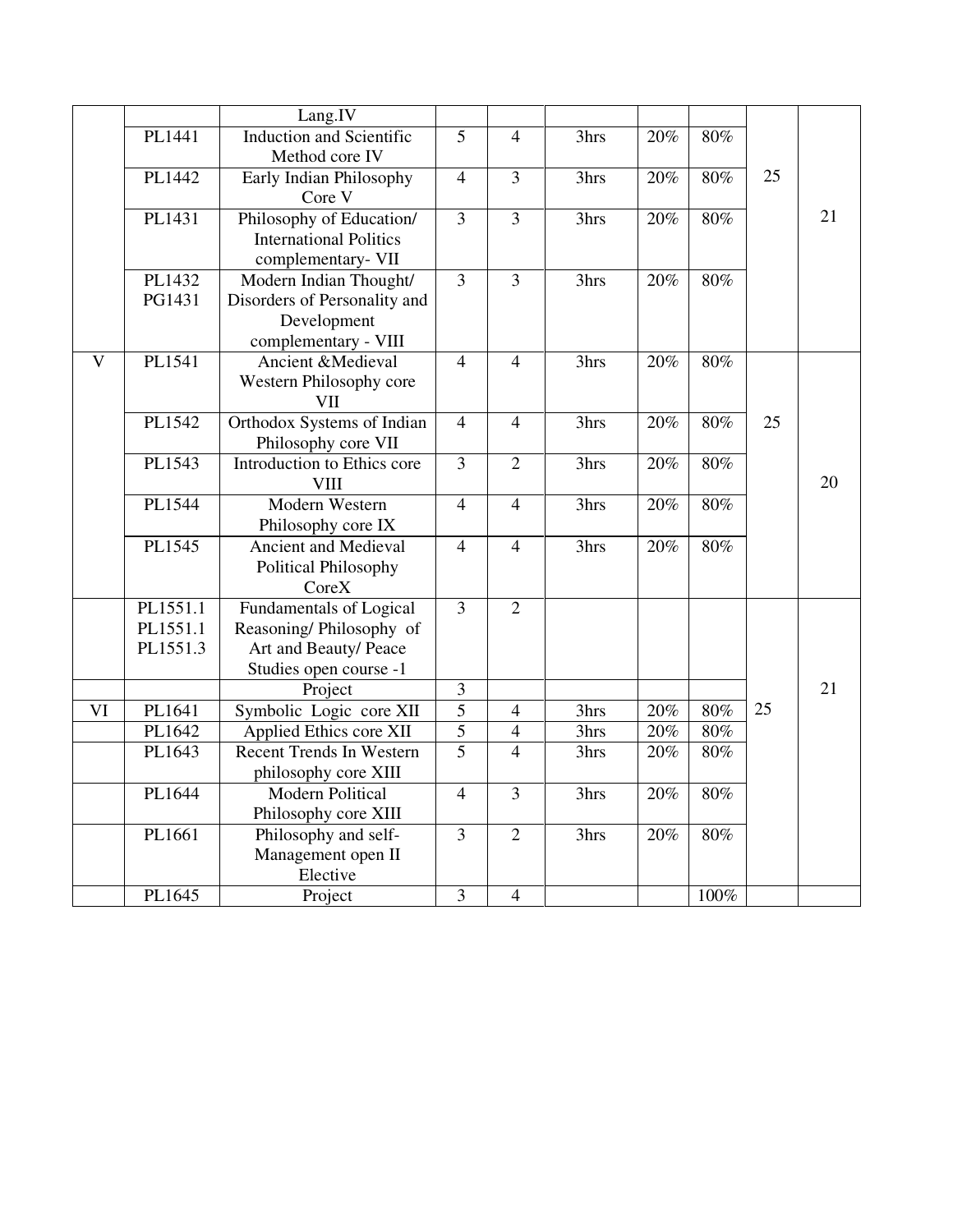| | | | | | | | | | |
|---|---|---|---|---|---|---|---|---|---|
| | | Lang.IV | | | | | | | |
| | PL1441 | Induction and Scientific Method core IV | 5 | 4 | 3hrs | 20% | 80% | 25 | 21 |
| | PL1442 | Early Indian Philosophy Core V | 4 | 3 | 3hrs | 20% | 80% | | |
| | PL1431 | Philosophy of Education/ International Politics complementary- VII | 3 | 3 | 3hrs | 20% | 80% | | |
| | PL1432 PG1431 | Modern Indian Thought/ Disorders of Personality and Development complementary - VIII | 3 | 3 | 3hrs | 20% | 80% | | |
| V | PL1541 | Ancient &Medieval Western Philosophy core VII | 4 | 4 | 3hrs | 20% | 80% | 25 | 20 |
| | PL1542 | Orthodox Systems of Indian Philosophy core VII | 4 | 4 | 3hrs | 20% | 80% | | |
| | PL1543 | Introduction to Ethics core VIII | 3 | 2 | 3hrs | 20% | 80% | | |
| | PL1544 | Modern Western Philosophy core IX | 4 | 4 | 3hrs | 20% | 80% | | |
| | PL1545 | Ancient and Medieval Political Philosophy CoreX | 4 | 4 | 3hrs | 20% | 80% | | |
| | PL1551.1 PL1551.1 PL1551.3 | Fundamentals of Logical Reasoning/ Philosophy of Art and Beauty/ Peace Studies open course -1 | 3 | 2 | | | | | |
| | | Project | 3 | | | | | | |
| VI | PL1641 | Symbolic Logic core XII | 5 | 4 | 3hrs | 20% | 80% | 25 | 21 |
| | PL1642 | Applied Ethics core XII | 5 | 4 | 3hrs | 20% | 80% | | |
| | PL1643 | Recent Trends In Western philosophy core XIII | 5 | 4 | 3hrs | 20% | 80% | | |
| | PL1644 | Modern Political Philosophy core XIII | 4 | 3 | 3hrs | 20% | 80% | | |
| | PL1661 | Philosophy and self-Management open II Elective | 3 | 2 | 3hrs | 20% | 80% | | |
| | PL1645 | Project | 3 | 4 | | | 100% | | |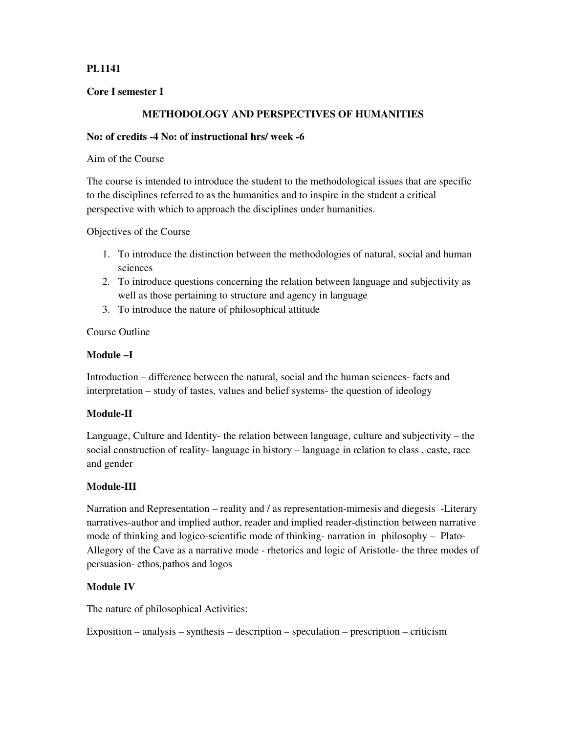**PL1141**

**Core I semester I**

## METHODOLOGY AND PERSPECTIVES OF HUMANITIES

**No: of credits -4 No: of instructional hrs/ week -6**

Aim of the Course

The course is intended to introduce the student to the methodological issues that are specific to the disciplines referred to as the humanities and to inspire in the student a critical perspective with which to approach the disciplines under humanities.

Objectives of the Course

1. To introduce the distinction between the methodologies of natural, social and human sciences
2. To introduce questions concerning the relation between language and subjectivity as well as those pertaining to structure and agency in language
3. To introduce the nature of philosophical attitude

Course Outline

**Module –I**

Introduction – difference between the natural, social and the human sciences- facts and interpretation – study of tastes, values and belief systems- the question of ideology

**Module-II**

Language, Culture and Identity- the relation between language, culture and subjectivity – the social construction of reality- language in history – language in relation to class , caste, race and gender

**Module-III**

Narration and Representation – reality and / as representation-mimesis and diegesis -Literary narratives-author and implied author, reader and implied reader-distinction between narrative mode of thinking and logico-scientific mode of thinking- narration in philosophy – Plato- Allegory of the Cave as a narrative mode - rhetorics and logic of Aristotle- the three modes of persuasion- ethos,pathos and logos

**Module IV**

The nature of philosophical Activities:

Exposition – analysis – synthesis – description – speculation – prescription – criticism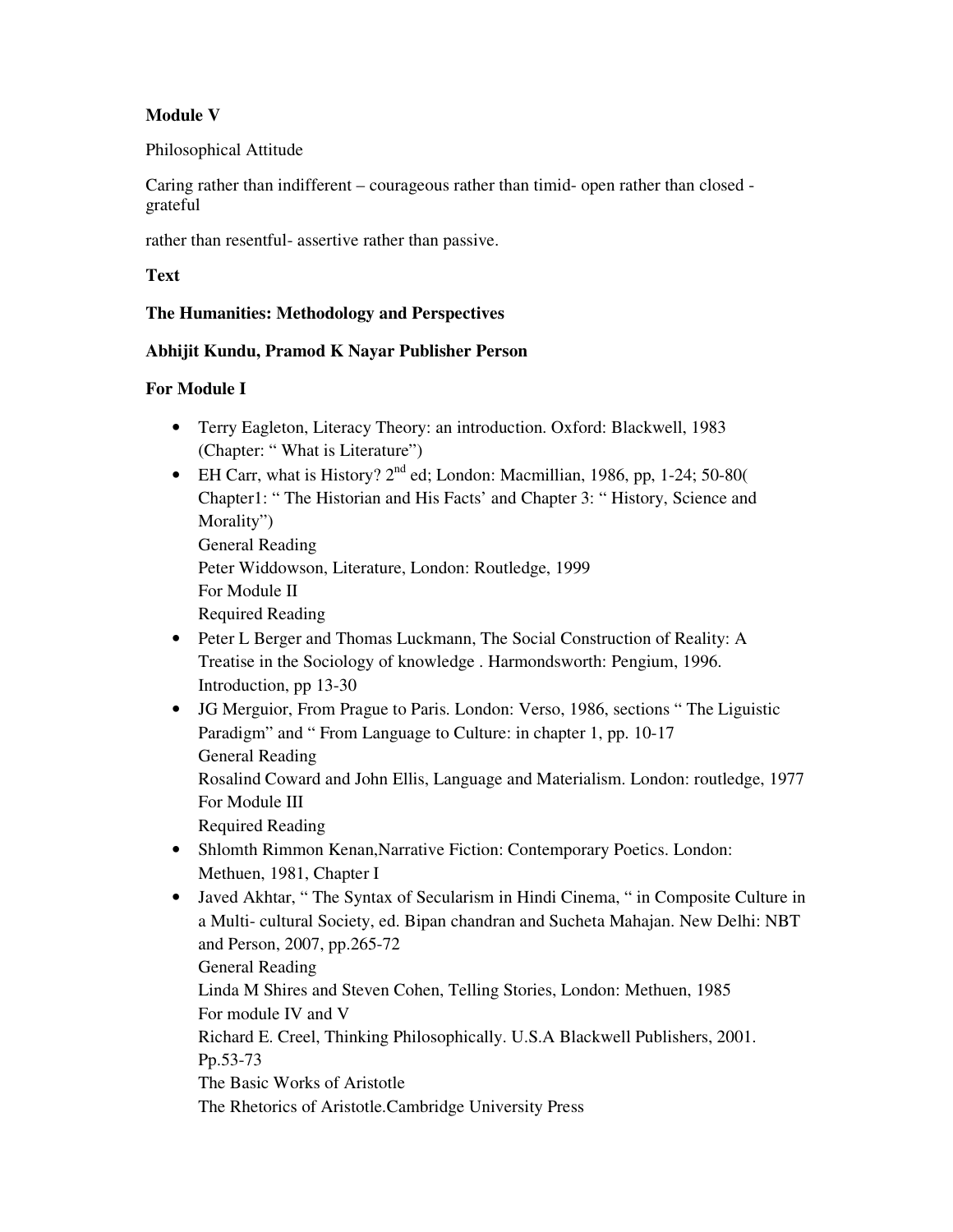**Module V**

Philosophical Attitude

Caring rather than indifferent – courageous rather than timid- open rather than closed - grateful

rather than resentful- assertive rather than passive.

**Text**

**The Humanities: Methodology and Perspectives**

**Abhijit Kundu, Pramod K Nayar Publisher Person**

**For Module I**

- Terry Eagleton, Literacy Theory: an introduction. Oxford: Blackwell, 1983 (Chapter: " What is Literature")
- EH Carr, what is History? 2nd ed; London: Macmillian, 1986, pp, 1-24; 50-80( Chapter1: " The Historian and His Facts' and Chapter 3: " History, Science and Morality")
  General Reading
  Peter Widdowson, Literature, London: Routledge, 1999
  For Module II
  Required Reading
- Peter L Berger and Thomas Luckmann, The Social Construction of Reality: A Treatise in the Sociology of knowledge . Harmondsworth: Pengium, 1996. Introduction, pp 13-30
- JG Merguior, From Prague to Paris. London: Verso, 1986, sections " The Liguistic Paradigm" and " From Language to Culture: in chapter 1, pp. 10-17
  General Reading
  Rosalind Coward and John Ellis, Language and Materialism. London: routledge, 1977
  For Module III
  Required Reading
- Shlomth Rimmon Kenan,Narrative Fiction: Contemporary Poetics. London: Methuen, 1981, Chapter I
- Javed Akhtar, " The Syntax of Secularism in Hindi Cinema, " in Composite Culture in a Multi- cultural Society, ed. Bipan chandran and Sucheta Mahajan. New Delhi: NBT and Person, 2007, pp.265-72
  General Reading
  Linda M Shires and Steven Cohen, Telling Stories, London: Methuen, 1985
  For module IV and V
  Richard E. Creel, Thinking Philosophically. U.S.A Blackwell Publishers, 2001. Pp.53-73
  The Basic Works of Aristotle
  The Rhetorics of Aristotle.Cambridge University Press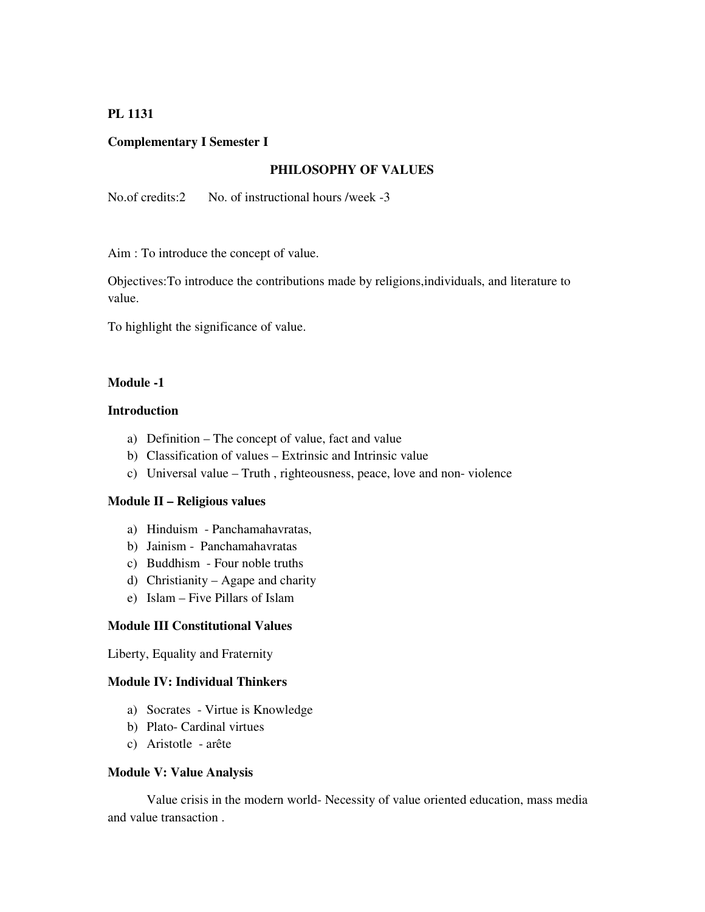**PL 1131**

**Complementary I Semester I**

## PHILOSOPHY OF VALUES

No.of credits:2 No. of instructional hours /week -3

Aim : To introduce the concept of value.

Objectives:To introduce the contributions made by religions,individuals, and literature to value.

To highlight the significance of value.

### Module -1

**Introduction**

a) Definition – The concept of value, fact and value
b) Classification of values – Extrinsic and Intrinsic value
c) Universal value – Truth , righteousness, peace, love and non- violence

### Module II – Religious values

a) Hinduism - Panchamahavratas,
b) Jainism - Panchamahavratas
c) Buddhism - Four noble truths
d) Christianity – Agape and charity
e) Islam – Five Pillars of Islam

### Module III Constitutional Values

Liberty, Equality and Fraternity

### Module IV: Individual Thinkers

a) Socrates - Virtue is Knowledge
b) Plato- Cardinal virtues
c) Aristotle - arête

### Module V: Value Analysis

Value crisis in the modern world- Necessity of value oriented education, mass media and value transaction .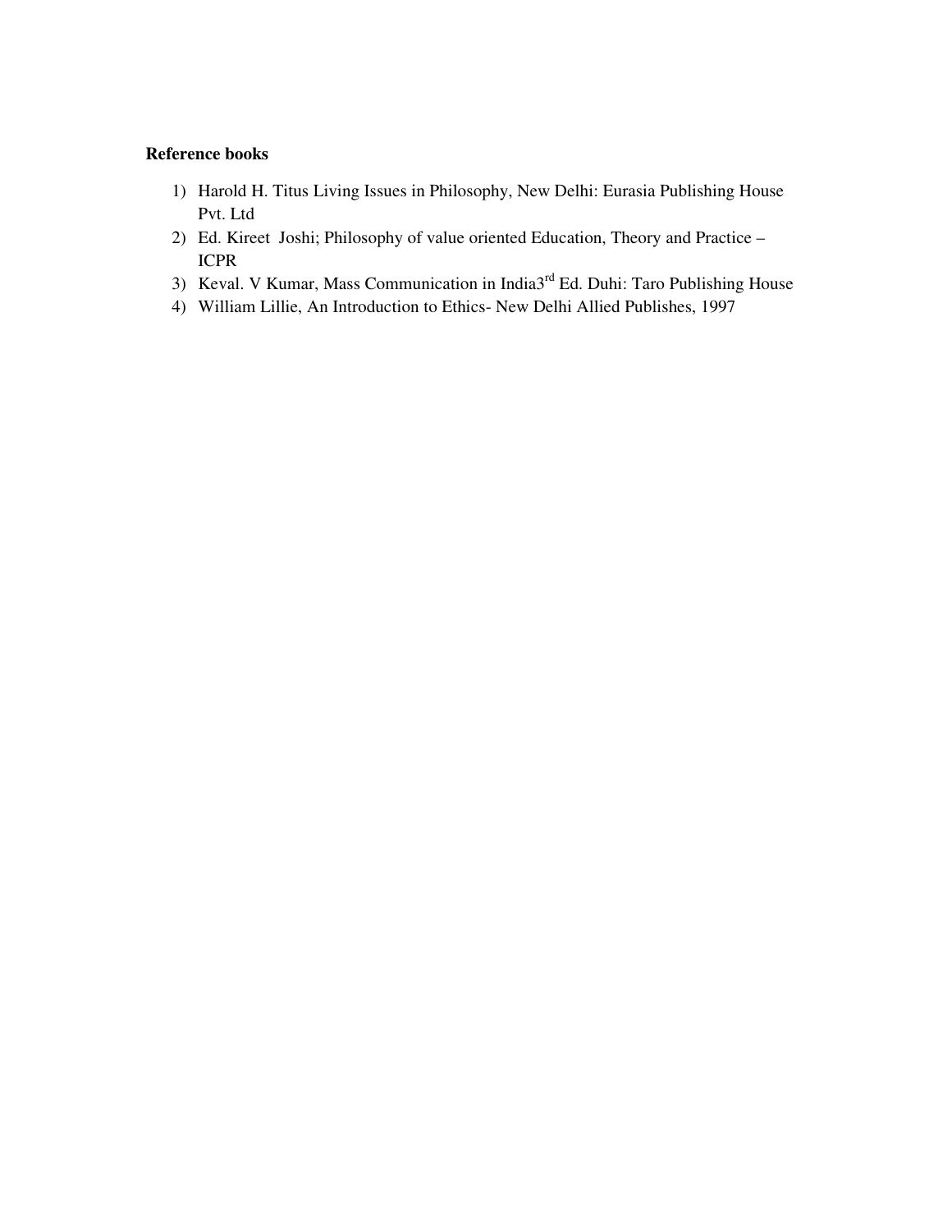**Reference books**

1) Harold H. Titus Living Issues in Philosophy, New Delhi: Eurasia Publishing House Pvt. Ltd
2) Ed. Kireet Joshi; Philosophy of value oriented Education, Theory and Practice – ICPR
3) Keval. V Kumar, Mass Communication in India3rd Ed. Duhi: Taro Publishing House
4) William Lillie, An Introduction to Ethics- New Delhi Allied Publishes, 1997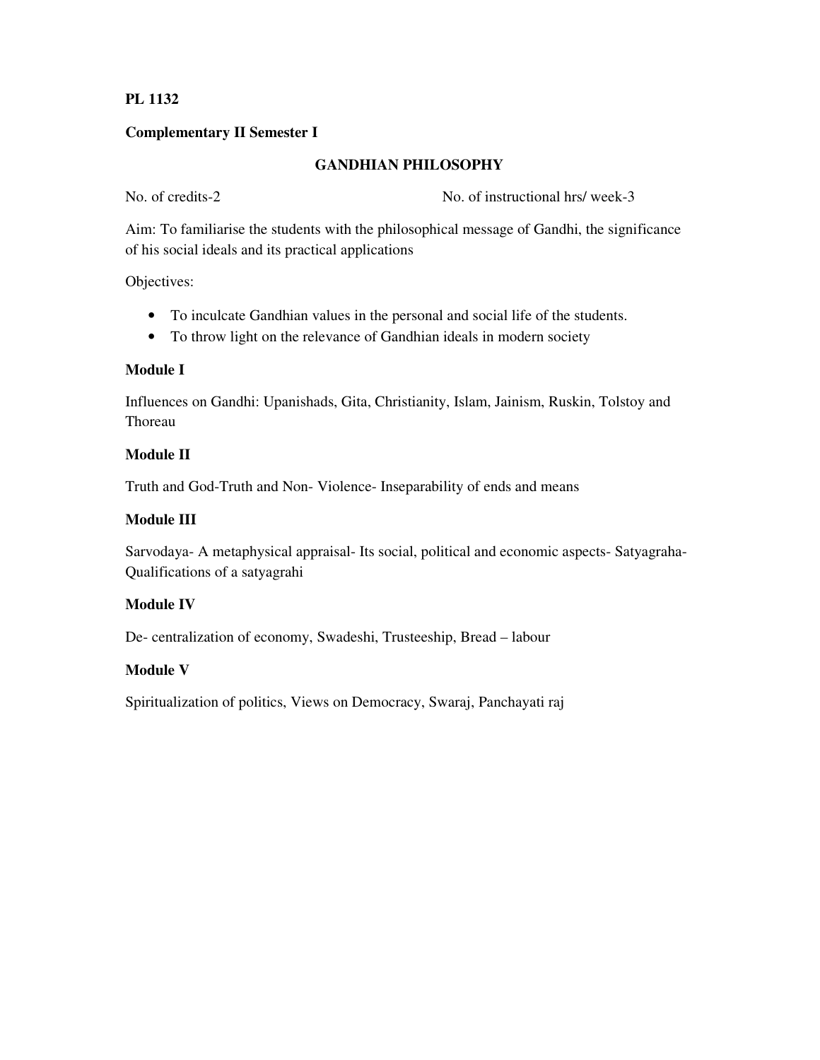**PL 1132**

**Complementary II Semester I**

## GANDHIAN PHILOSOPHY

No. of credits-2 No. of instructional hrs/ week-3

Aim: To familiarise the students with the philosophical message of Gandhi, the significance of his social ideals and its practical applications

Objectives:

- To inculcate Gandhian values in the personal and social life of the students.
- To throw light on the relevance of Gandhian ideals in modern society

### Module I

Influences on Gandhi: Upanishads, Gita, Christianity, Islam, Jainism, Ruskin, Tolstoy and Thoreau

### Module II

Truth and God-Truth and Non- Violence- Inseparability of ends and means

### Module III

Sarvodaya- A metaphysical appraisal- Its social, political and economic aspects- Satyagraha- Qualifications of a satyagrahi

### Module IV

De- centralization of economy, Swadeshi, Trusteeship, Bread – labour

### Module V

Spiritualization of politics, Views on Democracy, Swaraj, Panchayati raj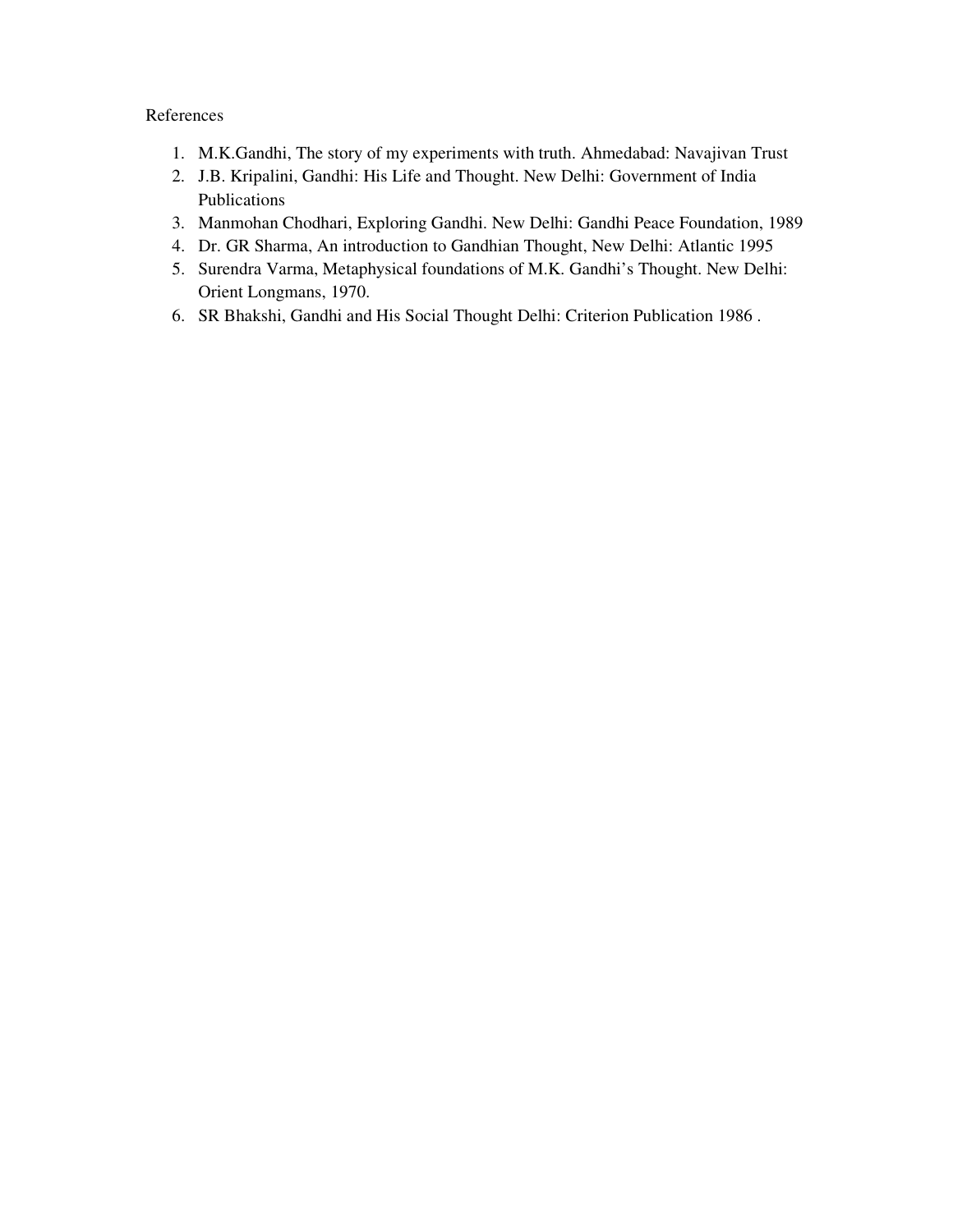References

1. M.K.Gandhi, The story of my experiments with truth. Ahmedabad: Navajivan Trust
2. J.B. Kripalini, Gandhi: His Life and Thought. New Delhi: Government of India Publications
3. Manmohan Chodhari, Exploring Gandhi. New Delhi: Gandhi Peace Foundation, 1989
4. Dr. GR Sharma, An introduction to Gandhian Thought, New Delhi: Atlantic 1995
5. Surendra Varma, Metaphysical foundations of M.K. Gandhi's Thought. New Delhi: Orient Longmans, 1970.
6. SR Bhakshi, Gandhi and His Social Thought Delhi: Criterion Publication 1986 .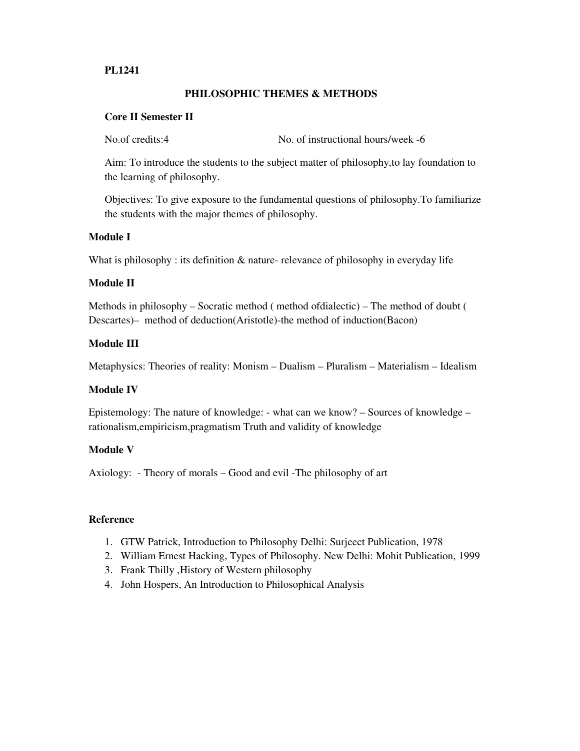**PL1241**

## PHILOSOPHIC THEMES & METHODS

**Core II Semester II**

No.of credits:4 No. of instructional hours/week -6

Aim: To introduce the students to the subject matter of philosophy,to lay foundation to the learning of philosophy.

Objectives: To give exposure to the fundamental questions of philosophy.To familiarize the students with the major themes of philosophy.

### Module I

What is philosophy : its definition & nature- relevance of philosophy in everyday life

### Module II

Methods in philosophy – Socratic method ( method ofdialectic) – The method of doubt ( Descartes)– method of deduction(Aristotle)-the method of induction(Bacon)

### Module III

Metaphysics: Theories of reality: Monism – Dualism – Pluralism – Materialism – Idealism

### Module IV

Epistemology: The nature of knowledge: - what can we know? – Sources of knowledge – rationalism,empiricism,pragmatism Truth and validity of knowledge

### Module V

Axiology: - Theory of morals – Good and evil -The philosophy of art

### Reference

1. GTW Patrick, Introduction to Philosophy Delhi: Surjeect Publication, 1978
2. William Ernest Hacking, Types of Philosophy. New Delhi: Mohit Publication, 1999
3. Frank Thilly ,History of Western philosophy
4. John Hospers, An Introduction to Philosophical Analysis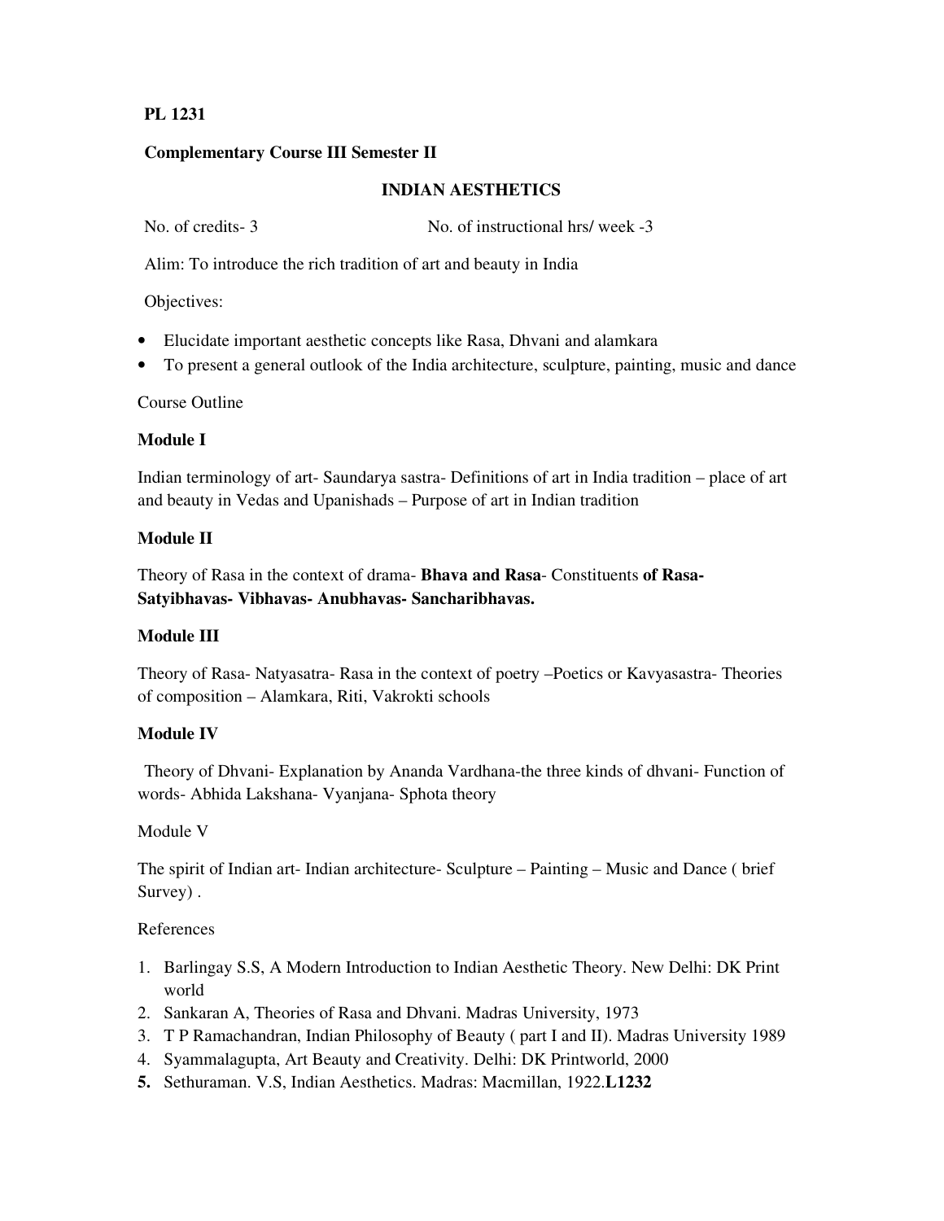**PL 1231**

**Complementary Course III Semester II**

**INDIAN AESTHETICS**

No. of credits- 3 No. of instructional hrs/ week -3

Alim: To introduce the rich tradition of art and beauty in India

Objectives:

- Elucidate important aesthetic concepts like Rasa, Dhvani and alamkara
- To present a general outlook of the India architecture, sculpture, painting, music and dance

Course Outline

**Module I**

Indian terminology of art- Saundarya sastra- Definitions of art in India tradition – place of art and beauty in Vedas and Upanishads – Purpose of art in Indian tradition

**Module II**

Theory of Rasa in the context of drama- **Bhava and Rasa**- Constituents **of Rasa- Satyibhavas- Vibhavas- Anubhavas- Sancharibhavas.**

**Module III**

Theory of Rasa- Natyasatra- Rasa in the context of poetry –Poetics or Kavyasastra- Theories of composition – Alamkara, Riti, Vakrokti schools

**Module IV**

Theory of Dhvani- Explanation by Ananda Vardhana-the three kinds of dhvani- Function of words- Abhida Lakshana- Vyanjana- Sphota theory

Module V

The spirit of Indian art- Indian architecture- Sculpture – Painting – Music and Dance ( brief Survey) .

References

1. Barlingay S.S, A Modern Introduction to Indian Aesthetic Theory. New Delhi: DK Print world
2. Sankaran A, Theories of Rasa and Dhvani. Madras University, 1973
3. T P Ramachandran, Indian Philosophy of Beauty ( part I and II). Madras University 1989
4. Syammalagupta, Art Beauty and Creativity. Delhi: DK Printworld, 2000
5. Sethuraman. V.S, Indian Aesthetics. Madras: Macmillan, 1922.**L1232**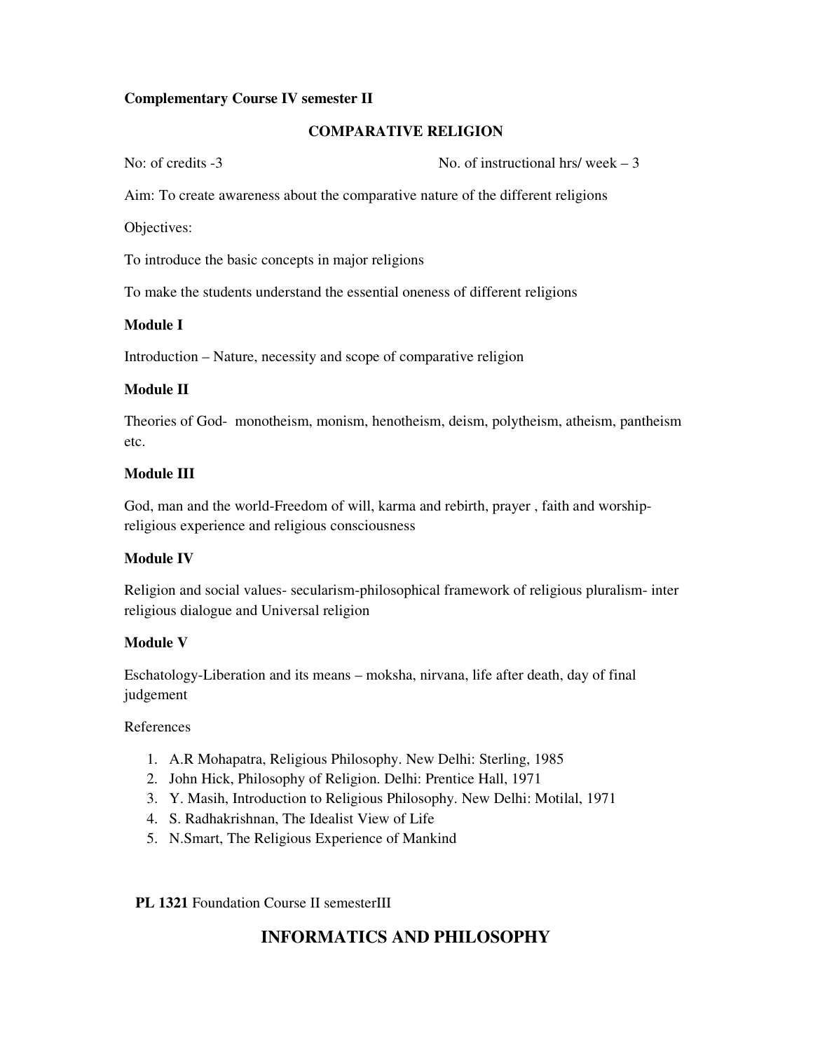**Complementary Course IV semester II**

## COMPARATIVE RELIGION

No: of credits -3 No. of instructional hrs/ week – 3

Aim: To create awareness about the comparative nature of the different religions

Objectives:

To introduce the basic concepts in major religions

To make the students understand the essential oneness of different religions

**Module I**

Introduction – Nature, necessity and scope of comparative religion

**Module II**

Theories of God- monotheism, monism, henotheism, deism, polytheism, atheism, pantheism etc.

**Module III**

God, man and the world-Freedom of will, karma and rebirth, prayer , faith and worship-religious experience and religious consciousness

**Module IV**

Religion and social values- secularism-philosophical framework of religious pluralism- inter religious dialogue and Universal religion

**Module V**

Eschatology-Liberation and its means – moksha, nirvana, life after death, day of final judgement

References

1. A.R Mohapatra, Religious Philosophy. New Delhi: Sterling, 1985
2. John Hick, Philosophy of Religion. Delhi: Prentice Hall, 1971
3. Y. Masih, Introduction to Religious Philosophy. New Delhi: Motilal, 1971
4. S. Radhakrishnan, The Idealist View of Life
5. N.Smart, The Religious Experience of Mankind

**PL 1321** Foundation Course II semesterIII

## INFORMATICS AND PHILOSOPHY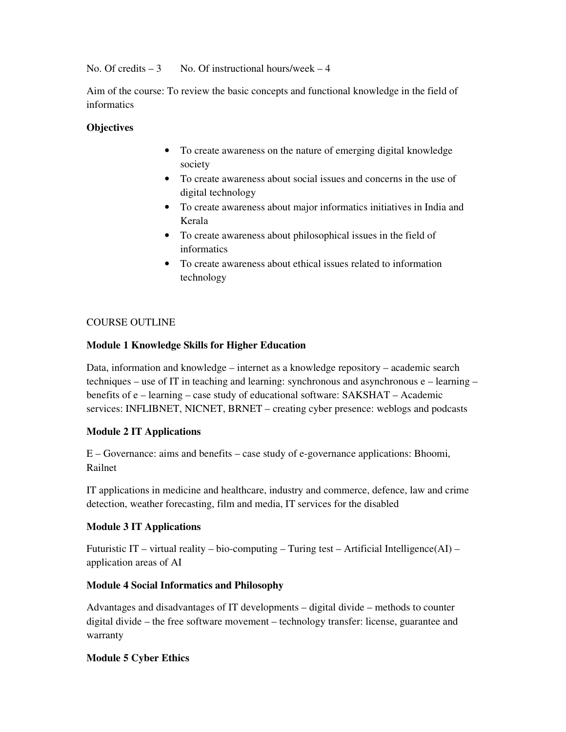No. Of credits – 3 No. Of instructional hours/week – 4

Aim of the course: To review the basic concepts and functional knowledge in the field of informatics

**Objectives**

- To create awareness on the nature of emerging digital knowledge society
- To create awareness about social issues and concerns in the use of digital technology
- To create awareness about major informatics initiatives in India and Kerala
- To create awareness about philosophical issues in the field of informatics
- To create awareness about ethical issues related to information technology

COURSE OUTLINE

**Module 1 Knowledge Skills for Higher Education**

Data, information and knowledge – internet as a knowledge repository – academic search techniques – use of IT in teaching and learning: synchronous and asynchronous e – learning – benefits of e – learning – case study of educational software: SAKSHAT – Academic services: INFLIBNET, NICNET, BRNET – creating cyber presence: weblogs and podcasts

**Module 2 IT Applications**

E – Governance: aims and benefits – case study of e-governance applications: Bhoomi, Railnet

IT applications in medicine and healthcare, industry and commerce, defence, law and crime detection, weather forecasting, film and media, IT services for the disabled

**Module 3 IT Applications**

Futuristic IT – virtual reality – bio-computing – Turing test – Artificial Intelligence(AI) – application areas of AI

**Module 4 Social Informatics and Philosophy**

Advantages and disadvantages of IT developments – digital divide – methods to counter digital divide – the free software movement – technology transfer: license, guarantee and warranty

**Module 5 Cyber Ethics**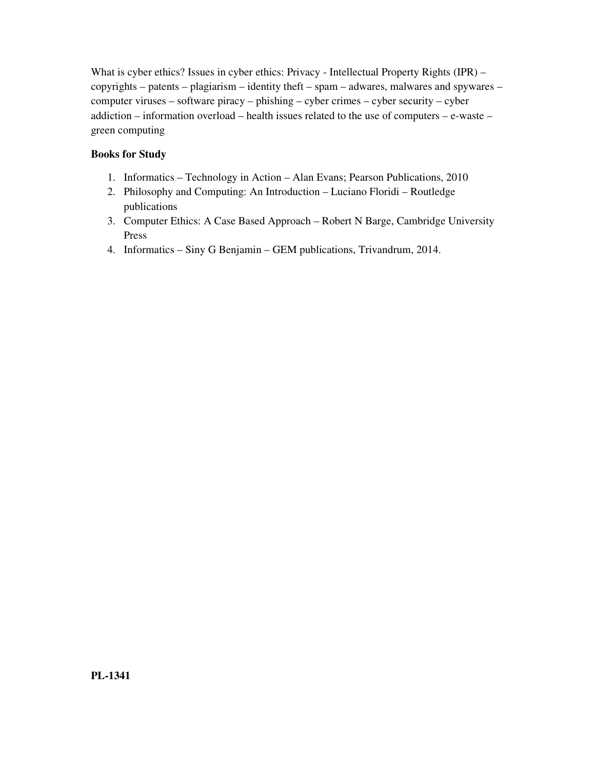What is cyber ethics? Issues in cyber ethics: Privacy - Intellectual Property Rights (IPR) – copyrights – patents – plagiarism – identity theft – spam – adwares, malwares and spywares – computer viruses – software piracy – phishing – cyber crimes – cyber security – cyber addiction – information overload – health issues related to the use of computers – e-waste – green computing

**Books for Study**

1. Informatics – Technology in Action – Alan Evans; Pearson Publications, 2010
2. Philosophy and Computing: An Introduction – Luciano Floridi – Routledge publications
3. Computer Ethics: A Case Based Approach – Robert N Barge, Cambridge University Press
4. Informatics – Siny G Benjamin – GEM publications, Trivandrum, 2014.

**PL-1341**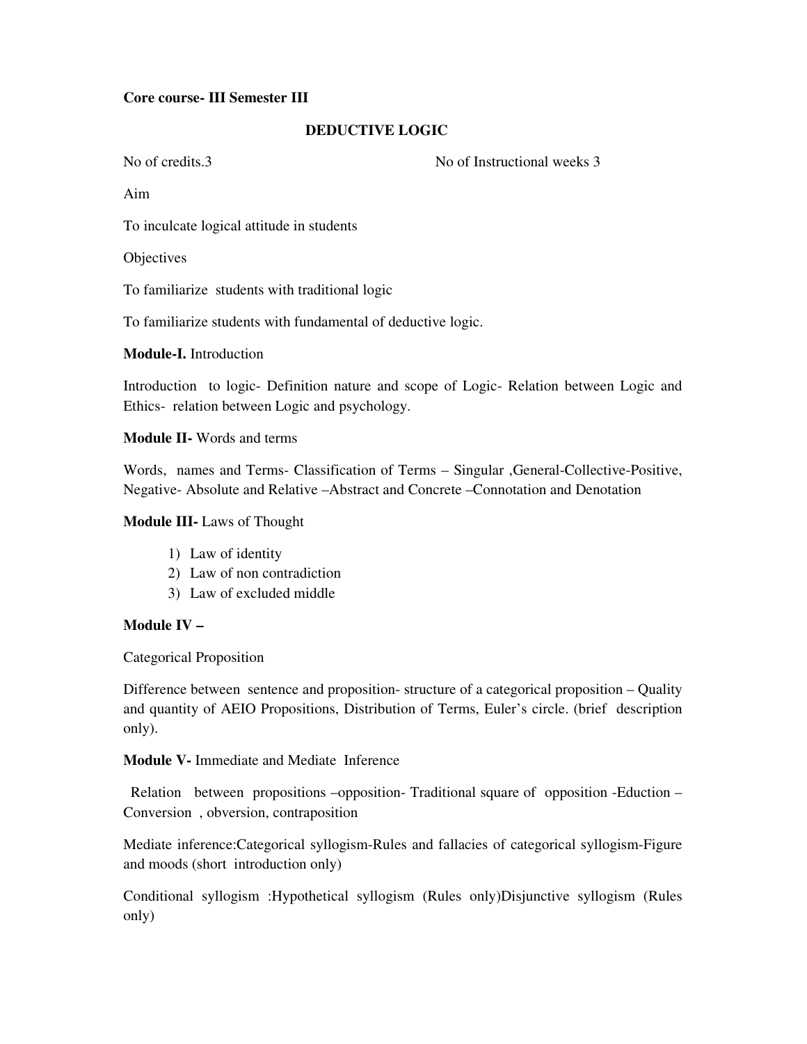**Core course- III Semester III**

**DEDUCTIVE LOGIC**

No of credits.3 No of Instructional weeks 3

Aim

To inculcate logical attitude in students

Objectives

To familiarize students with traditional logic

To familiarize students with fundamental of deductive logic.

**Module-I.** Introduction

Introduction to logic- Definition nature and scope of Logic- Relation between Logic and Ethics- relation between Logic and psychology.

**Module II-** Words and terms

Words, names and Terms- Classification of Terms – Singular ,General-Collective-Positive, Negative- Absolute and Relative –Abstract and Concrete –Connotation and Denotation

**Module III-** Laws of Thought

1) Law of identity
2) Law of non contradiction
3) Law of excluded middle

**Module IV –**

Categorical Proposition

Difference between sentence and proposition- structure of a categorical proposition – Quality and quantity of AEIO Propositions, Distribution of Terms, Euler's circle. (brief description only).

**Module V-** Immediate and Mediate Inference

Relation between propositions –opposition- Traditional square of opposition -Eduction – Conversion , obversion, contraposition

Mediate inference:Categorical syllogism-Rules and fallacies of categorical syllogism-Figure and moods (short introduction only)

Conditional syllogism :Hypothetical syllogism (Rules only)Disjunctive syllogism (Rules only)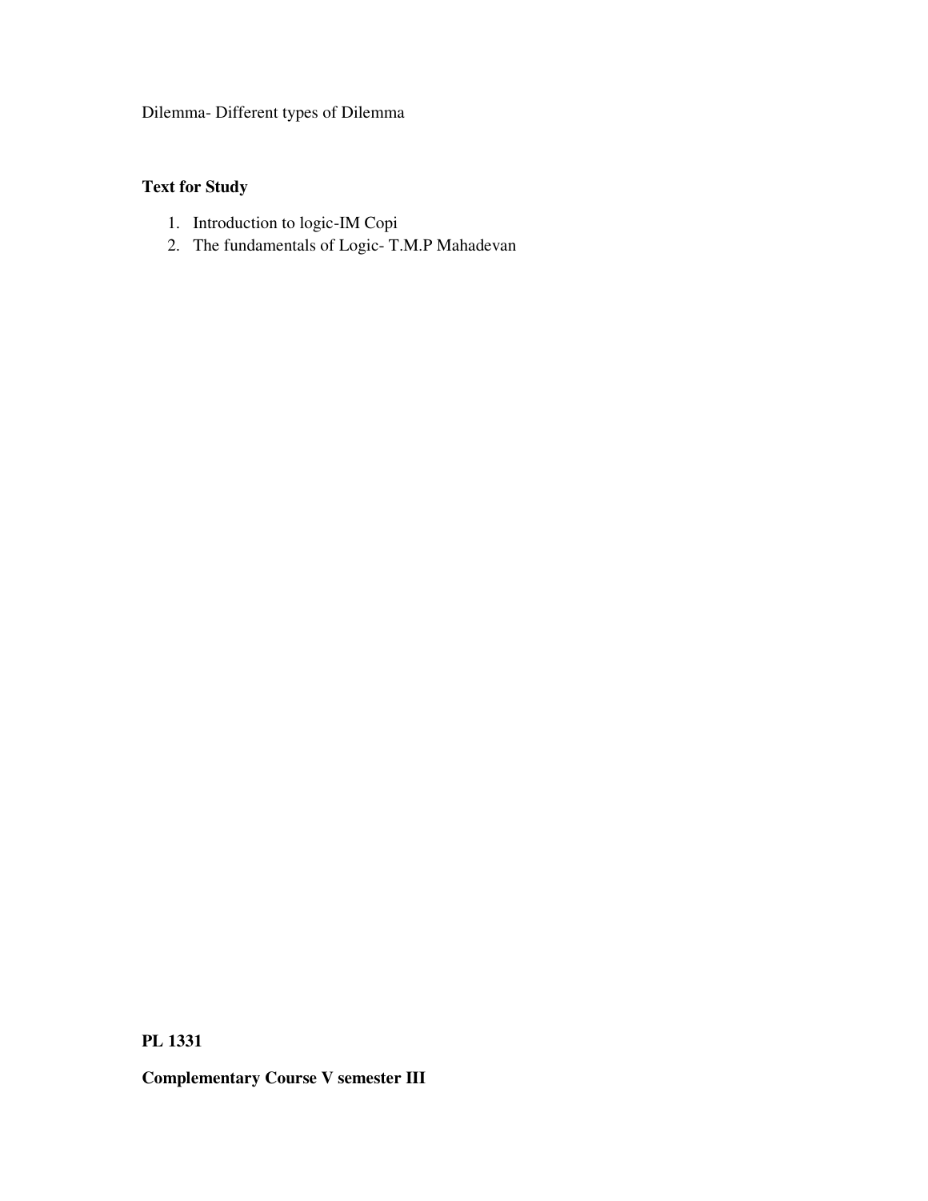Dilemma- Different types of Dilemma

**Text for Study**

1. Introduction to logic-IM Copi
2. The fundamentals of Logic- T.M.P Mahadevan

**PL 1331**

**Complementary Course V semester III**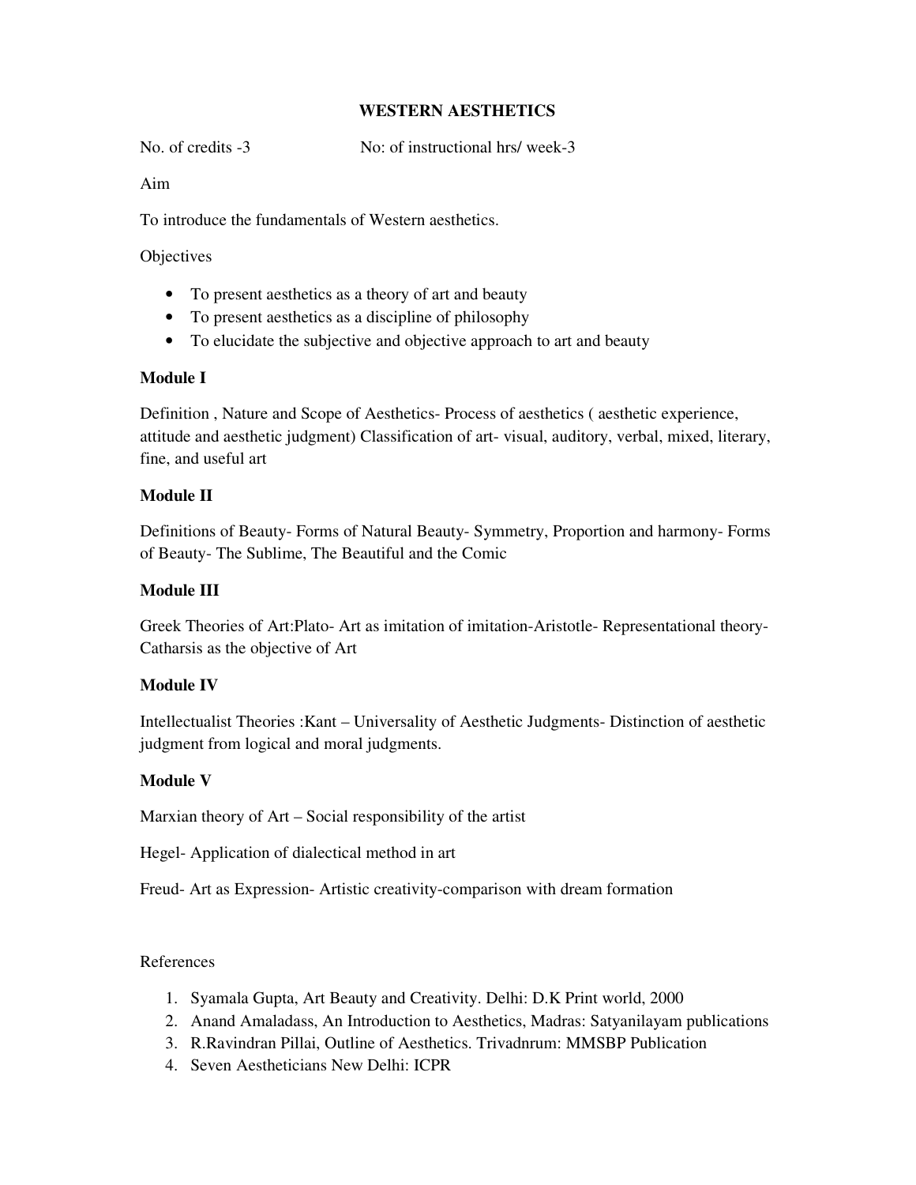# WESTERN AESTHETICS

No. of credits -3 No: of instructional hrs/ week-3

Aim

To introduce the fundamentals of Western aesthetics.

Objectives

- To present aesthetics as a theory of art and beauty
- To present aesthetics as a discipline of philosophy
- To elucidate the subjective and objective approach to art and beauty

**Module I**

Definition , Nature and Scope of Aesthetics- Process of aesthetics ( aesthetic experience, attitude and aesthetic judgment) Classification of art- visual, auditory, verbal, mixed, literary, fine, and useful art

**Module II**

Definitions of Beauty- Forms of Natural Beauty- Symmetry, Proportion and harmony- Forms of Beauty- The Sublime, The Beautiful and the Comic

**Module III**

Greek Theories of Art:Plato- Art as imitation of imitation-Aristotle- Representational theory- Catharsis as the objective of Art

**Module IV**

Intellectualist Theories :Kant – Universality of Aesthetic Judgments- Distinction of aesthetic judgment from logical and moral judgments.

**Module V**

Marxian theory of Art – Social responsibility of the artist

Hegel- Application of dialectical method in art

Freud- Art as Expression- Artistic creativity-comparison with dream formation

References

1. Syamala Gupta, Art Beauty and Creativity. Delhi: D.K Print world, 2000
2. Anand Amaladass, An Introduction to Aesthetics, Madras: Satyanilayam publications
3. R.Ravindran Pillai, Outline of Aesthetics. Trivadnrum: MMSBP Publication
4. Seven Aestheticians New Delhi: ICPR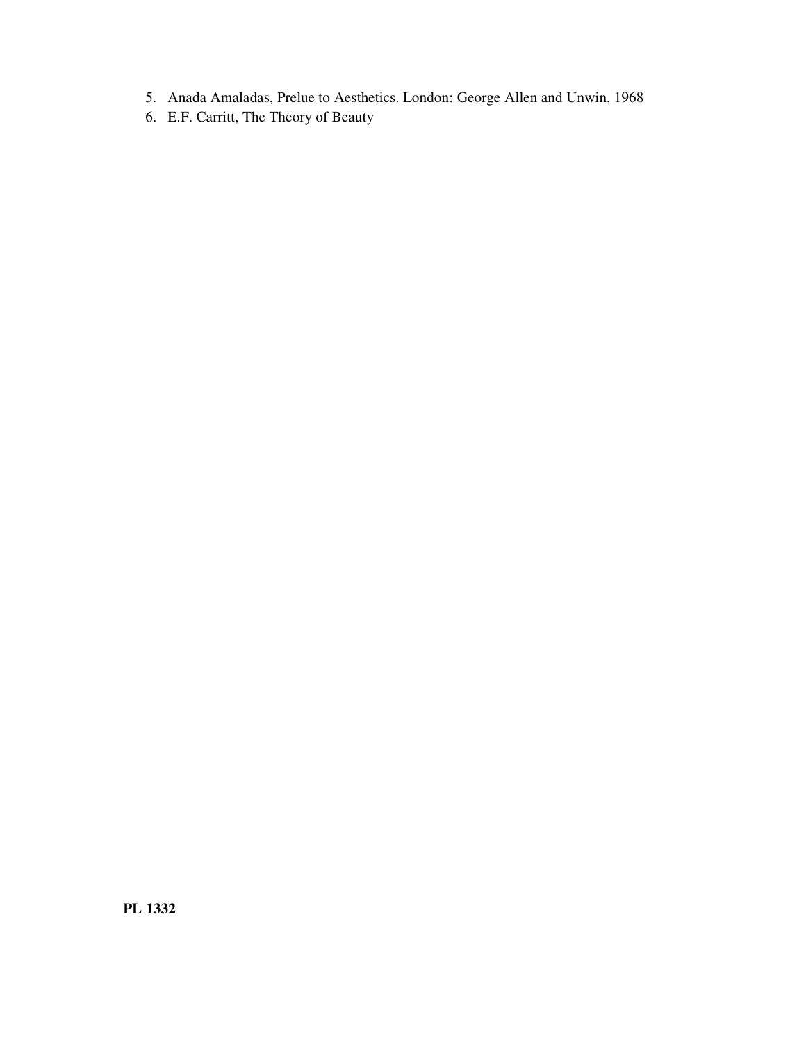5. Anada Amaladas, Prelue to Aesthetics. London: George Allen and Unwin, 1968
6. E.F. Carritt, The Theory of Beauty

**PL 1332**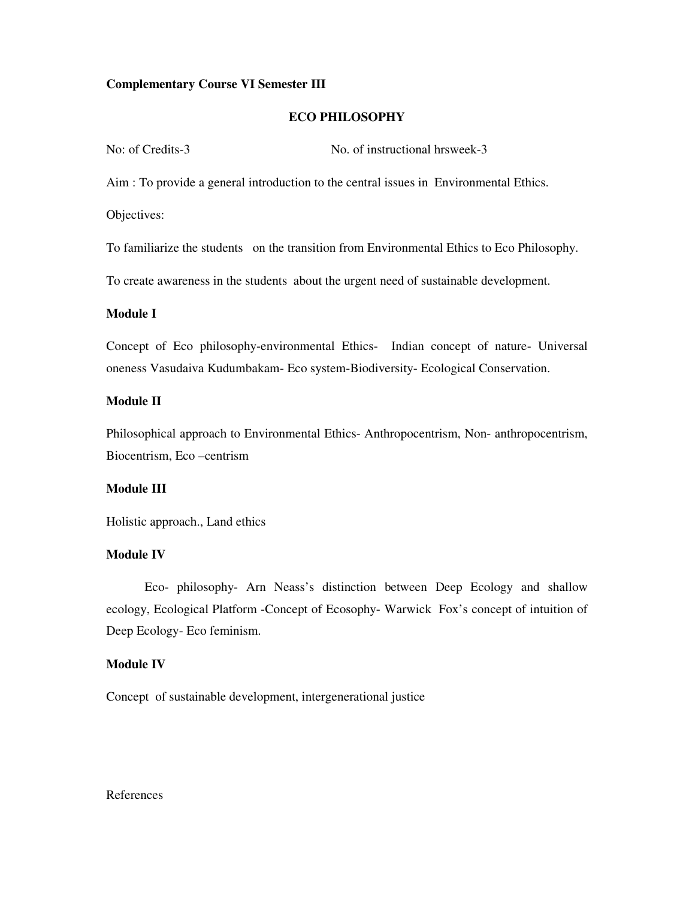**Complementary Course VI Semester III**

## ECO PHILOSOPHY

No: of Credits-3 No. of instructional hrsweek-3

Aim : To provide a general introduction to the central issues in Environmental Ethics.

Objectives:

To familiarize the students on the transition from Environmental Ethics to Eco Philosophy.

To create awareness in the students about the urgent need of sustainable development.

**Module I**

Concept of Eco philosophy-environmental Ethics- Indian concept of nature- Universal oneness Vasudaiva Kudumbakam- Eco system-Biodiversity- Ecological Conservation.

**Module II**

Philosophical approach to Environmental Ethics- Anthropocentrism, Non- anthropocentrism, Biocentrism, Eco –centrism

**Module III**

Holistic approach., Land ethics

**Module IV**

Eco- philosophy- Arn Neass's distinction between Deep Ecology and shallow ecology, Ecological Platform -Concept of Ecosophy- Warwick Fox's concept of intuition of Deep Ecology- Eco feminism.

**Module IV**

Concept of sustainable development, intergenerational justice

References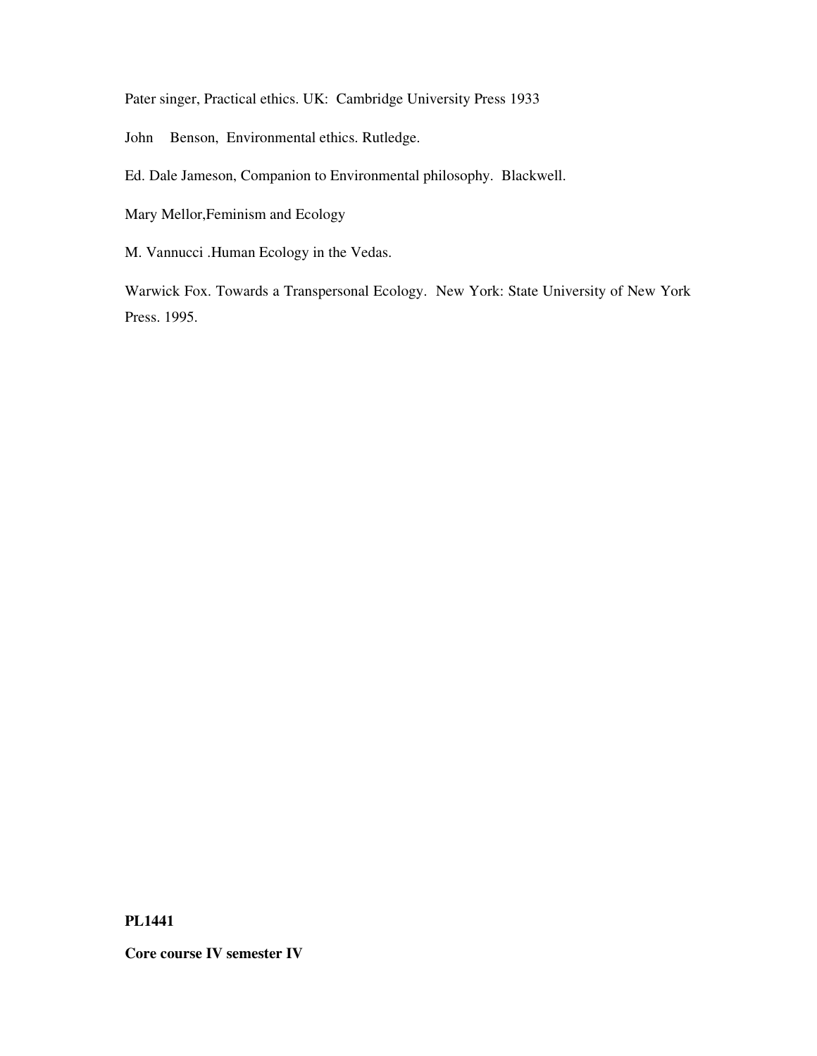Pater singer, Practical ethics. UK: Cambridge University Press 1933

John Benson, Environmental ethics. Rutledge.

Ed. Dale Jameson, Companion to Environmental philosophy. Blackwell.

Mary Mellor,Feminism and Ecology

M. Vannucci .Human Ecology in the Vedas.

Warwick Fox. Towards a Transpersonal Ecology. New York: State University of New York Press. 1995.

**PL1441**

**Core course IV semester IV**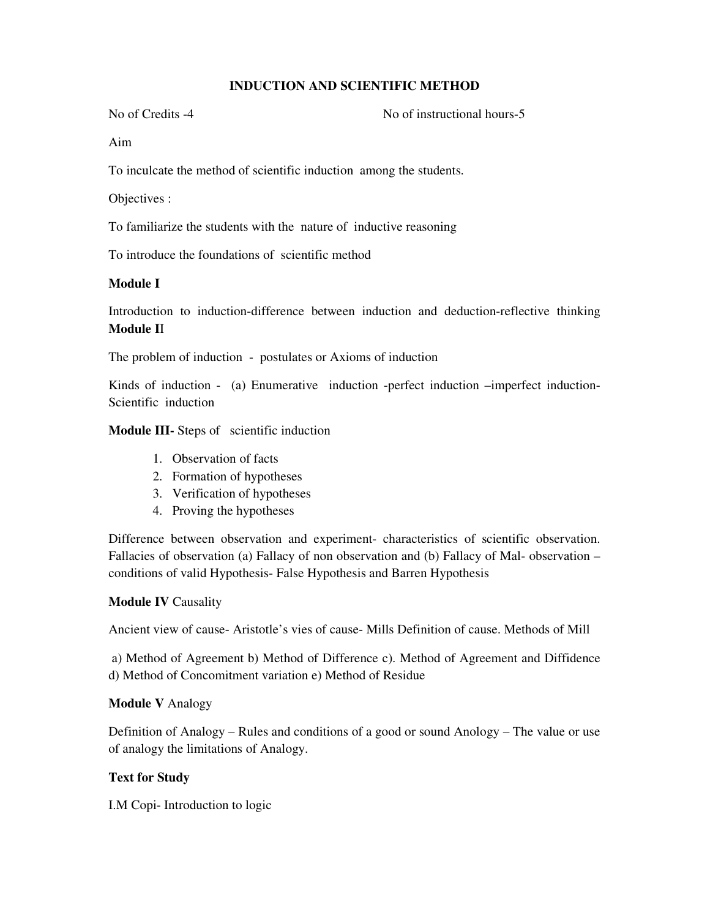**INDUCTION AND SCIENTIFIC METHOD**

No of Credits -4 No of instructional hours-5

Aim

To inculcate the method of scientific induction among the students.

Objectives :

To familiarize the students with the nature of inductive reasoning

To introduce the foundations of scientific method

**Module I**

Introduction to induction-difference between induction and deduction-reflective thinking

**Module II**

The problem of induction - postulates or Axioms of induction

Kinds of induction - (a) Enumerative induction -perfect induction –imperfect induction- Scientific induction

**Module III-** Steps of scientific induction

1. Observation of facts
2. Formation of hypotheses
3. Verification of hypotheses
4. Proving the hypotheses

Difference between observation and experiment- characteristics of scientific observation. Fallacies of observation (a) Fallacy of non observation and (b) Fallacy of Mal- observation – conditions of valid Hypothesis- False Hypothesis and Barren Hypothesis

**Module IV** Causality

Ancient view of cause- Aristotle's vies of cause- Mills Definition of cause. Methods of Mill

a) Method of Agreement b) Method of Difference c). Method of Agreement and Diffidence d) Method of Concomitment variation e) Method of Residue

**Module V** Analogy

Definition of Analogy – Rules and conditions of a good or sound Anology – The value or use of analogy the limitations of Analogy.

**Text for Study**

I.M Copi- Introduction to logic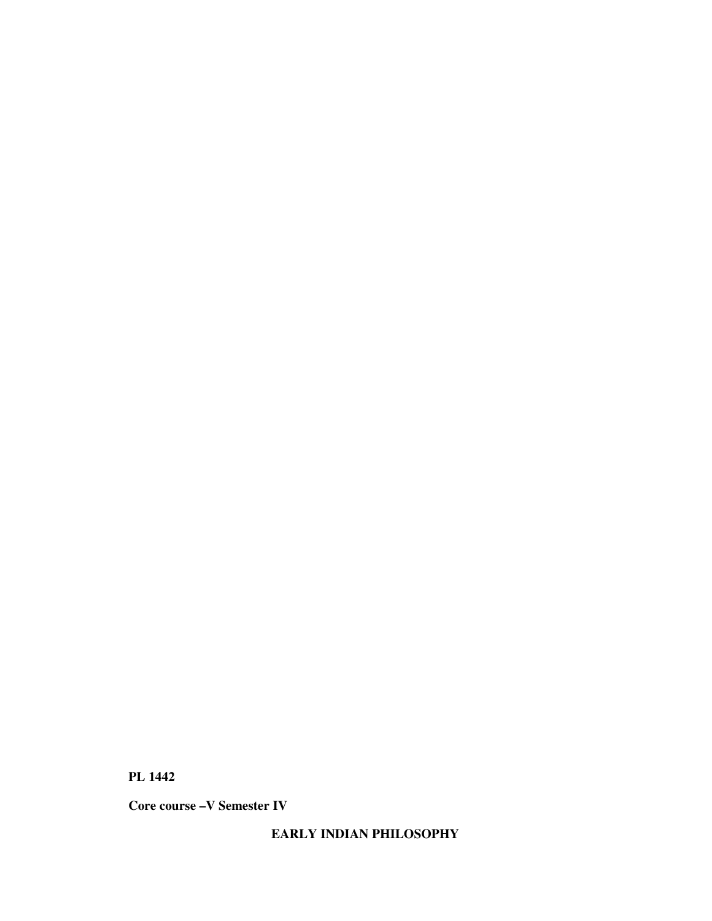**PL 1442**

**Core course –V Semester IV**

## EARLY INDIAN PHILOSOPHY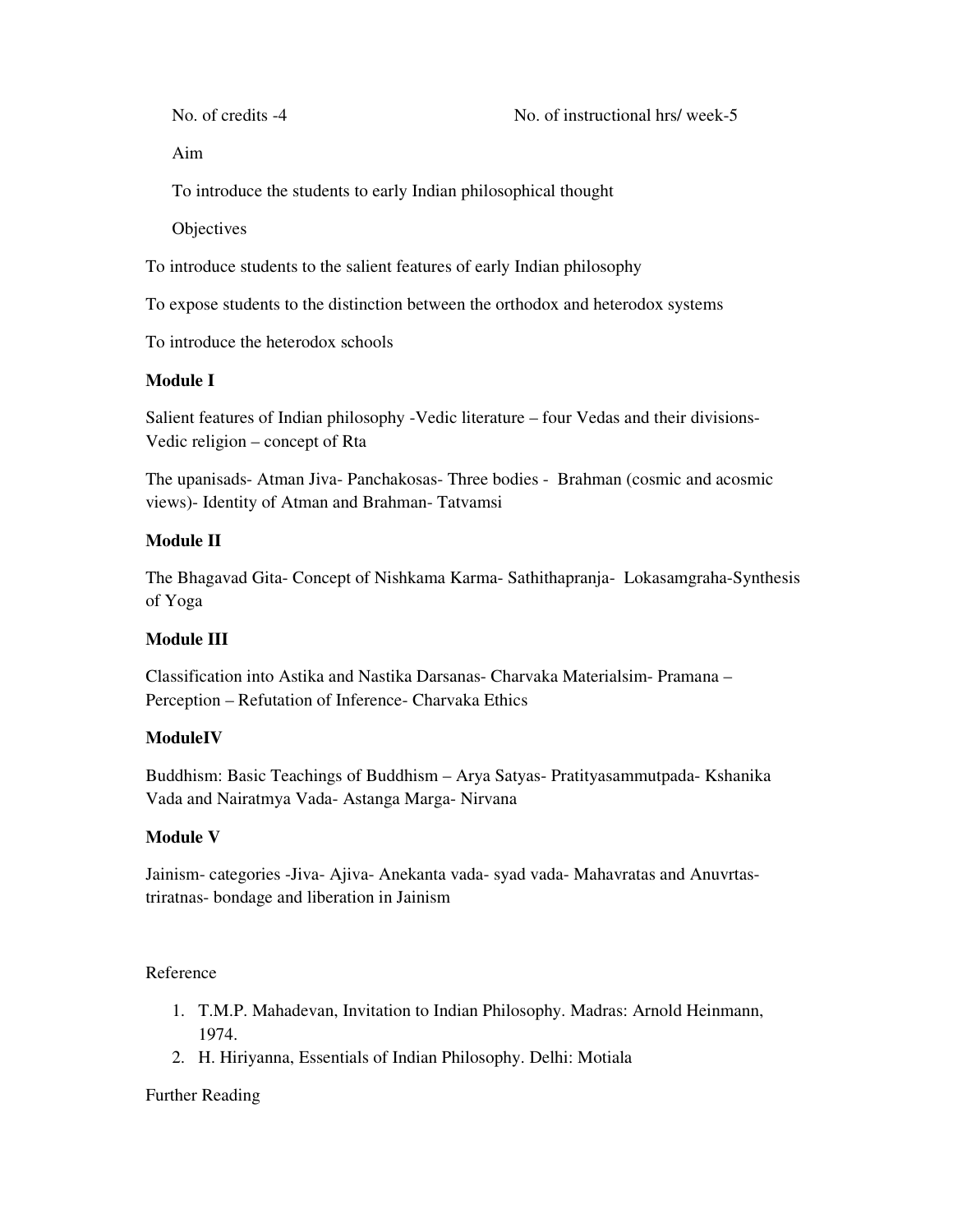No. of credits -4 No. of instructional hrs/ week-5

Aim

To introduce the students to early Indian philosophical thought

Objectives

To introduce students to the salient features of early Indian philosophy

To expose students to the distinction between the orthodox and heterodox systems

To introduce the heterodox schools

**Module I**

Salient features of Indian philosophy -Vedic literature – four Vedas and their divisions- Vedic religion – concept of Rta

The upanisads- Atman Jiva- Panchakosas- Three bodies - Brahman (cosmic and acosmic views)- Identity of Atman and Brahman- Tatvamsi

**Module II**

The Bhagavad Gita- Concept of Nishkama Karma- Sathithapranja- Lokasamgraha-Synthesis of Yoga

**Module III**

Classification into Astika and Nastika Darsanas- Charvaka Materialsim- Pramana – Perception – Refutation of Inference- Charvaka Ethics

**ModuleIV**

Buddhism: Basic Teachings of Buddhism – Arya Satyas- Pratityasammutpada- Kshanika Vada and Nairatmya Vada- Astanga Marga- Nirvana

**Module V**

Jainism- categories -Jiva- Ajiva- Anekanta vada- syad vada- Mahavratas and Anuvrtas- triratnas- bondage and liberation in Jainism

Reference

1. T.M.P. Mahadevan, Invitation to Indian Philosophy. Madras: Arnold Heinmann, 1974.
2. H. Hiriyanna, Essentials of Indian Philosophy. Delhi: Motiala

Further Reading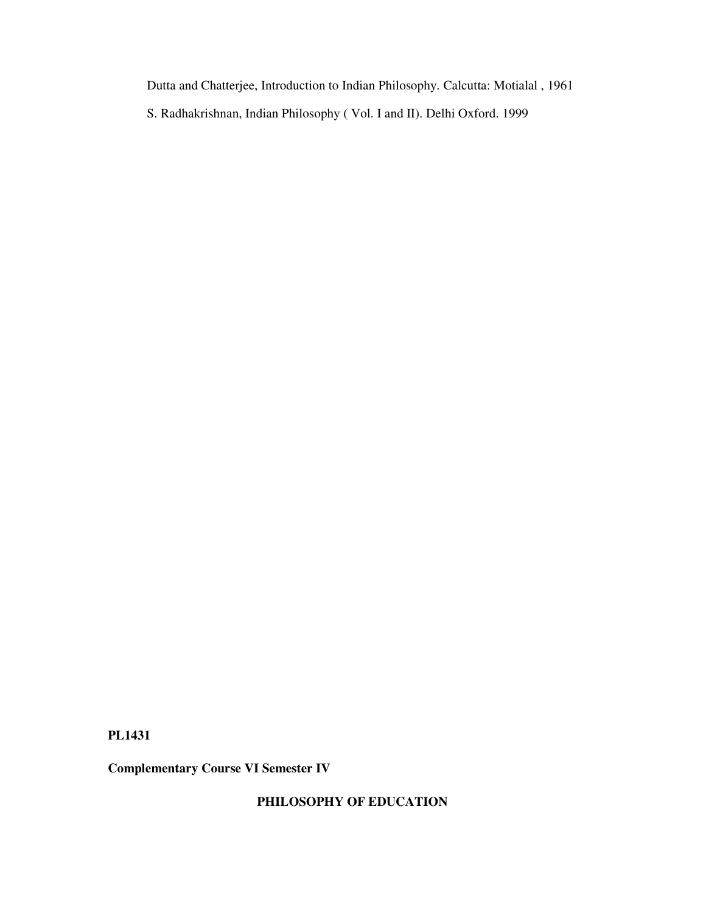Dutta and Chatterjee, Introduction to Indian Philosophy. Calcutta: Motialal , 1961

S. Radhakrishnan, Indian Philosophy ( Vol. I and II). Delhi Oxford. 1999

**PL1431**

**Complementary Course VI Semester IV**

## PHILOSOPHY OF EDUCATION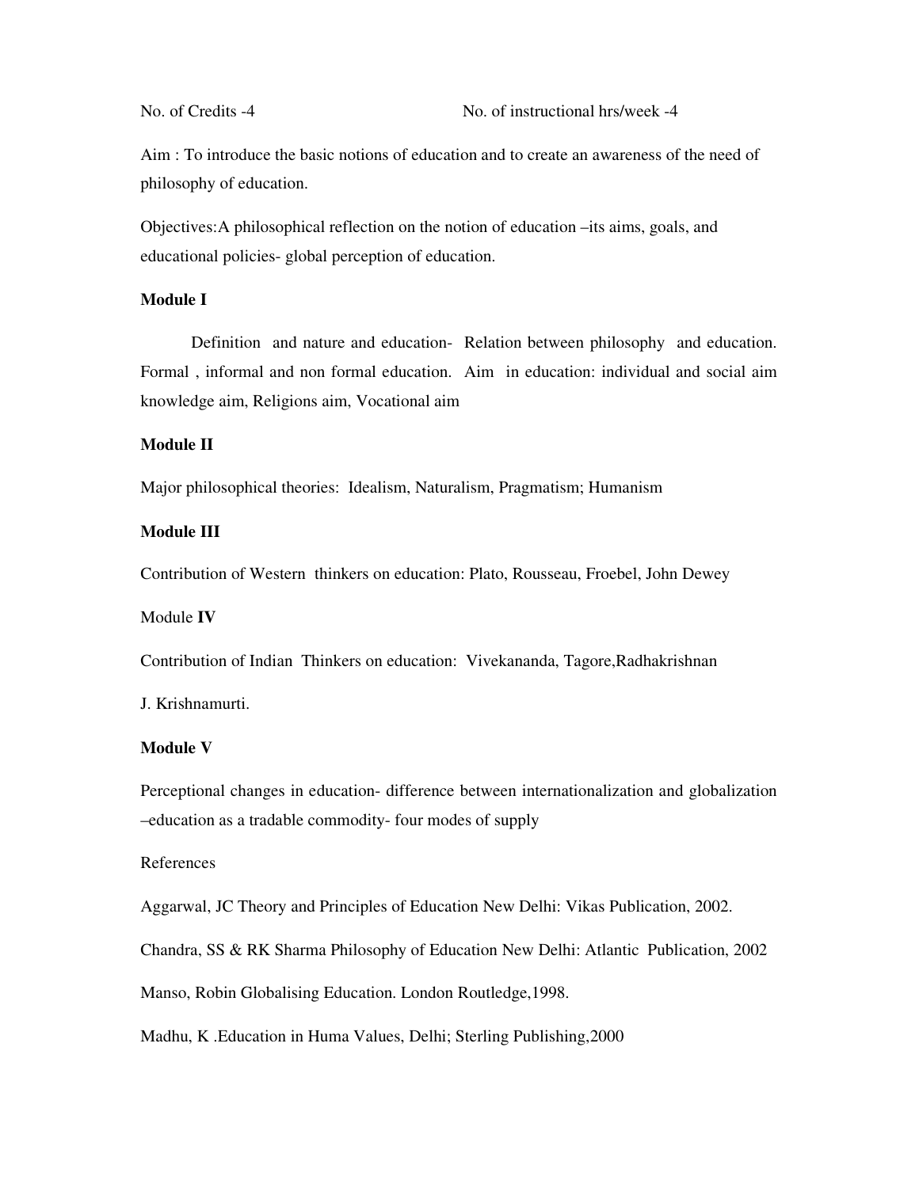No. of Credits -4 No. of instructional hrs/week -4

Aim : To introduce the basic notions of education and to create an awareness of the need of philosophy of education.

Objectives:A philosophical reflection on the notion of education –its aims, goals, and educational policies- global perception of education.

**Module I**

Definition and nature and education- Relation between philosophy and education. Formal , informal and non formal education. Aim in education: individual and social aim knowledge aim, Religions aim, Vocational aim

**Module II**

Major philosophical theories: Idealism, Naturalism, Pragmatism; Humanism

**Module III**

Contribution of Western thinkers on education: Plato, Rousseau, Froebel, John Dewey

Module **IV**

Contribution of Indian Thinkers on education: Vivekananda, Tagore,Radhakrishnan

J. Krishnamurti.

**Module V**

Perceptional changes in education- difference between internationalization and globalization –education as a tradable commodity- four modes of supply

References

Aggarwal, JC Theory and Principles of Education New Delhi: Vikas Publication, 2002.

Chandra, SS & RK Sharma Philosophy of Education New Delhi: Atlantic Publication, 2002

Manso, Robin Globalising Education. London Routledge,1998.

Madhu, K .Education in Huma Values, Delhi; Sterling Publishing,2000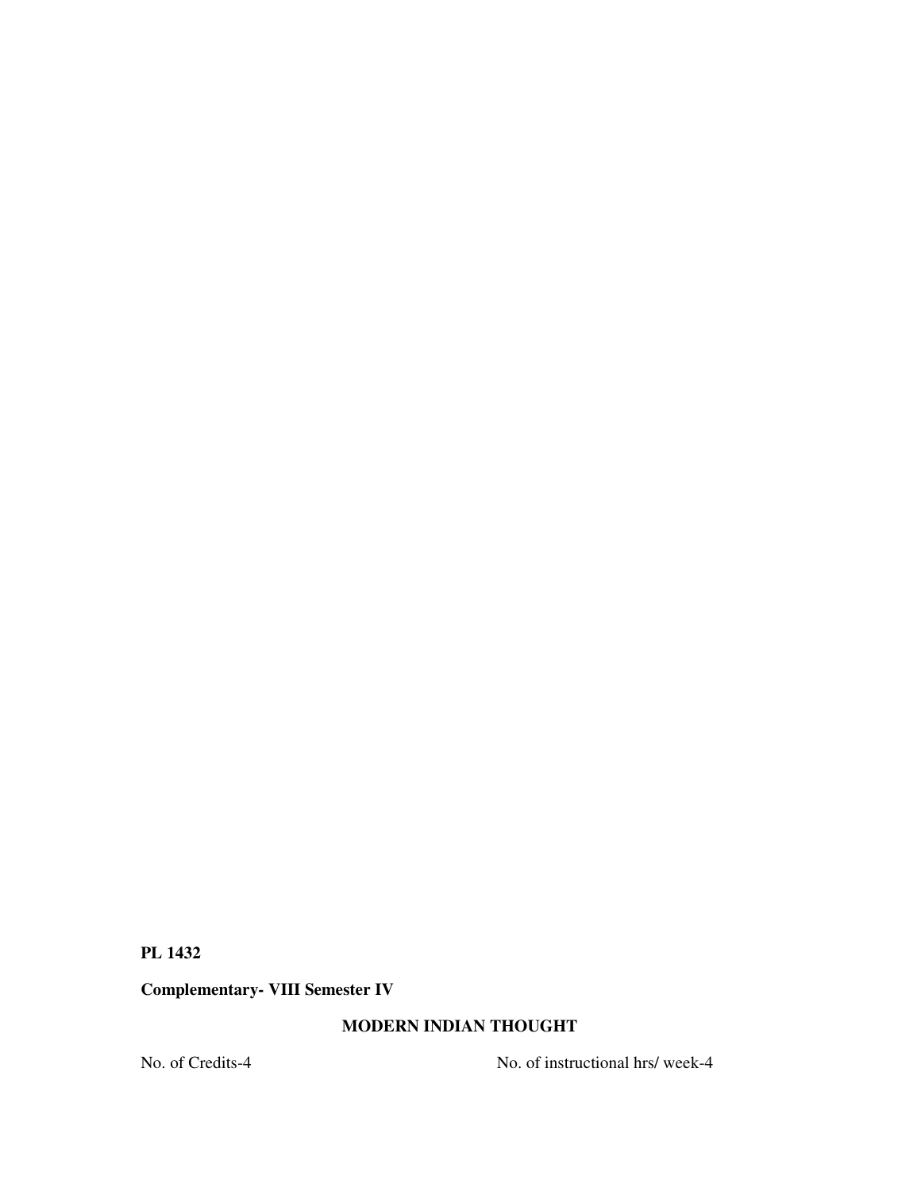**PL 1432**

**Complementary- VIII Semester IV**

## MODERN INDIAN THOUGHT

No. of Credits-4 No. of instructional hrs/ week-4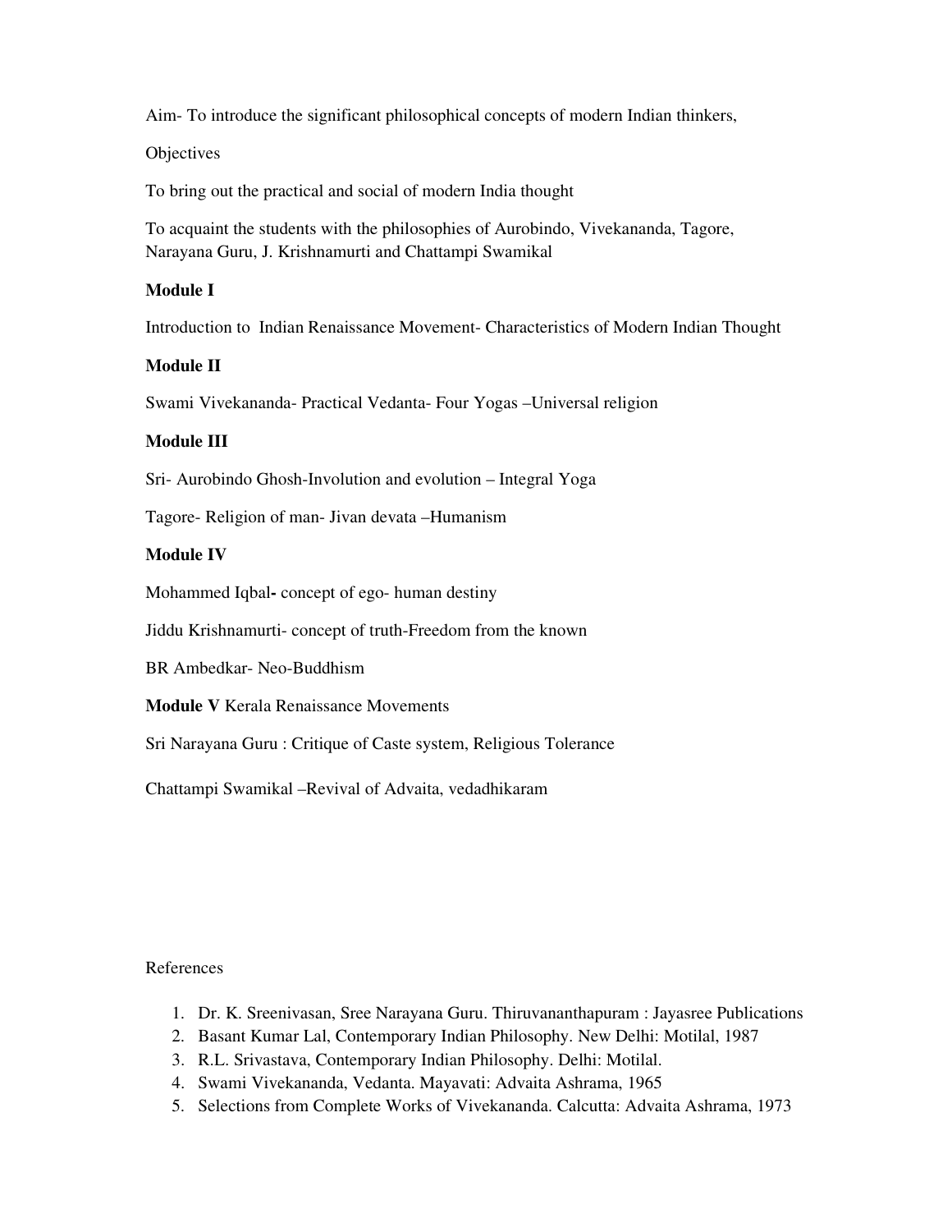Aim- To introduce the significant philosophical concepts of modern Indian thinkers,

Objectives

To bring out the practical and social of modern India thought

To acquaint the students with the philosophies of Aurobindo, Vivekananda, Tagore, Narayana Guru, J. Krishnamurti and Chattampi Swamikal

**Module I**

Introduction to Indian Renaissance Movement- Characteristics of Modern Indian Thought

**Module II**

Swami Vivekananda- Practical Vedanta- Four Yogas –Universal religion

**Module III**

Sri- Aurobindo Ghosh-Involution and evolution – Integral Yoga

Tagore- Religion of man- Jivan devata –Humanism

**Module IV**

Mohammed Iqbal**-** concept of ego- human destiny

Jiddu Krishnamurti- concept of truth-Freedom from the known

BR Ambedkar- Neo-Buddhism

**Module V** Kerala Renaissance Movements

Sri Narayana Guru : Critique of Caste system, Religious Tolerance

Chattampi Swamikal –Revival of Advaita, vedadhikaram

References

1. Dr. K. Sreenivasan, Sree Narayana Guru. Thiruvananthapuram : Jayasree Publications
2. Basant Kumar Lal, Contemporary Indian Philosophy. New Delhi: Motilal, 1987
3. R.L. Srivastava, Contemporary Indian Philosophy. Delhi: Motilal.
4. Swami Vivekananda, Vedanta. Mayavati: Advaita Ashrama, 1965
5. Selections from Complete Works of Vivekananda. Calcutta: Advaita Ashrama, 1973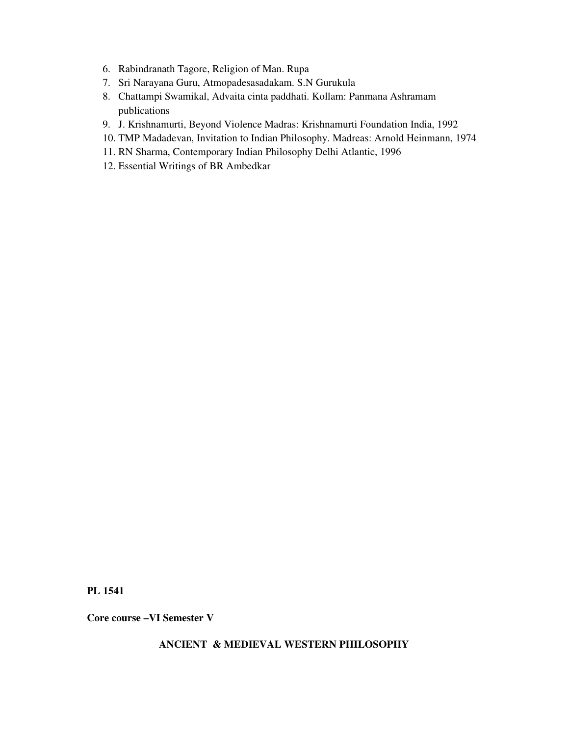6. Rabindranath Tagore, Religion of Man. Rupa
7. Sri Narayana Guru, Atmopadesasadakam. S.N Gurukula
8. Chattampi Swamikal, Advaita cinta paddhati. Kollam: Panmana Ashramam publications
9. J. Krishnamurti, Beyond Violence Madras: Krishnamurti Foundation India, 1992
10. TMP Madadevan, Invitation to Indian Philosophy. Madreas: Arnold Heinmann, 1974
11. RN Sharma, Contemporary Indian Philosophy Delhi Atlantic, 1996
12. Essential Writings of BR Ambedkar

**PL 1541**

**Core course –VI Semester V**

**ANCIENT & MEDIEVAL WESTERN PHILOSOPHY**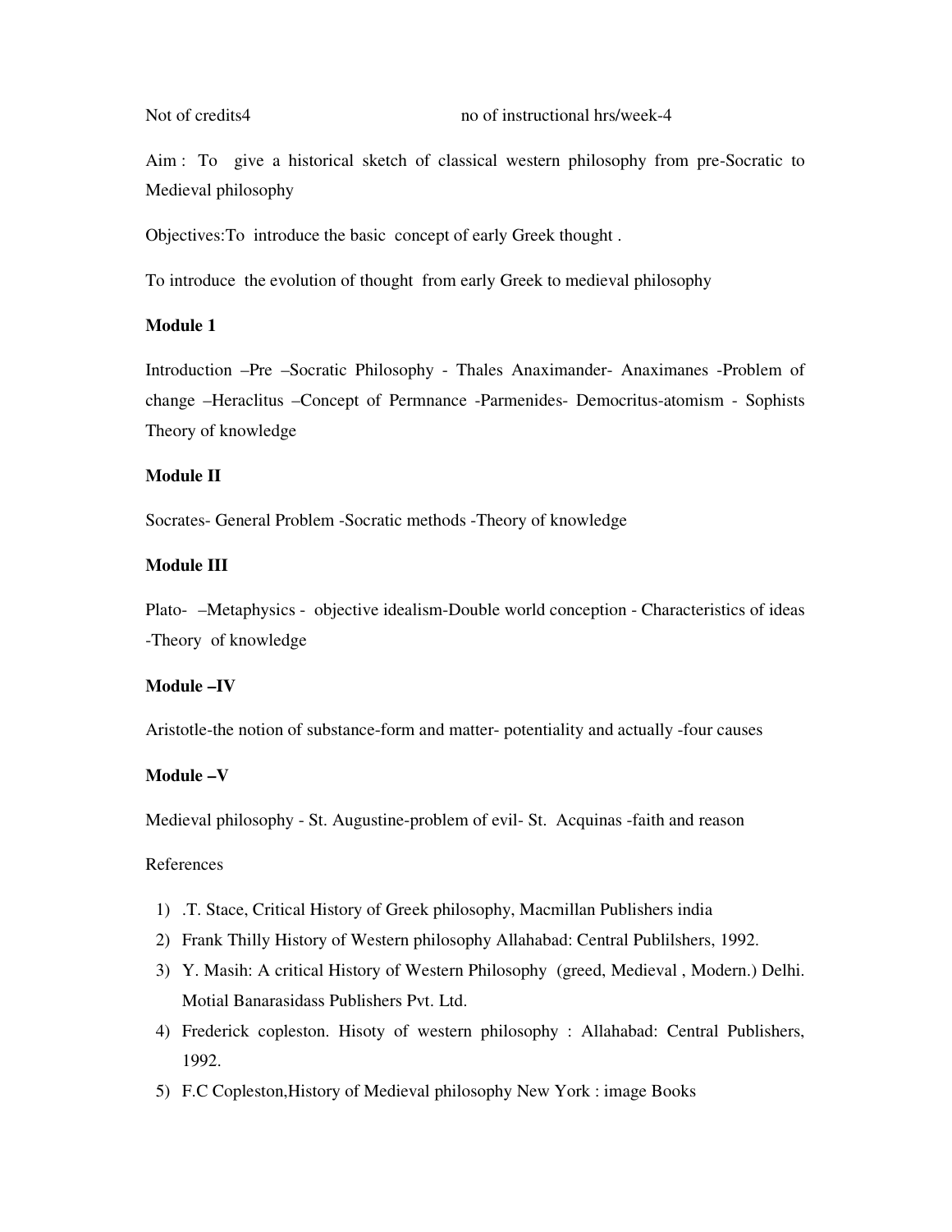Not of credits4 no of instructional hrs/week-4

Aim : To give a historical sketch of classical western philosophy from pre-Socratic to Medieval philosophy

Objectives:To introduce the basic concept of early Greek thought .

To introduce the evolution of thought from early Greek to medieval philosophy

**Module 1**

Introduction –Pre –Socratic Philosophy - Thales Anaximander- Anaximanes -Problem of change –Heraclitus –Concept of Permnance -Parmenides- Democritus-atomism - Sophists Theory of knowledge

**Module II**

Socrates- General Problem -Socratic methods -Theory of knowledge

**Module III**

Plato- –Metaphysics - objective idealism-Double world conception - Characteristics of ideas -Theory of knowledge

**Module –IV**

Aristotle-the notion of substance-form and matter- potentiality and actually -four causes

**Module –V**

Medieval philosophy - St. Augustine-problem of evil- St. Acquinas -faith and reason

References

1) .T. Stace, Critical History of Greek philosophy, Macmillan Publishers india
2) Frank Thilly History of Western philosophy Allahabad: Central Publilshers, 1992.
3) Y. Masih: A critical History of Western Philosophy (greed, Medieval , Modern.) Delhi. Motial Banarasidass Publishers Pvt. Ltd.
4) Frederick copleston. Hisoty of western philosophy : Allahabad: Central Publishers, 1992.
5) F.C Copleston,History of Medieval philosophy New York : image Books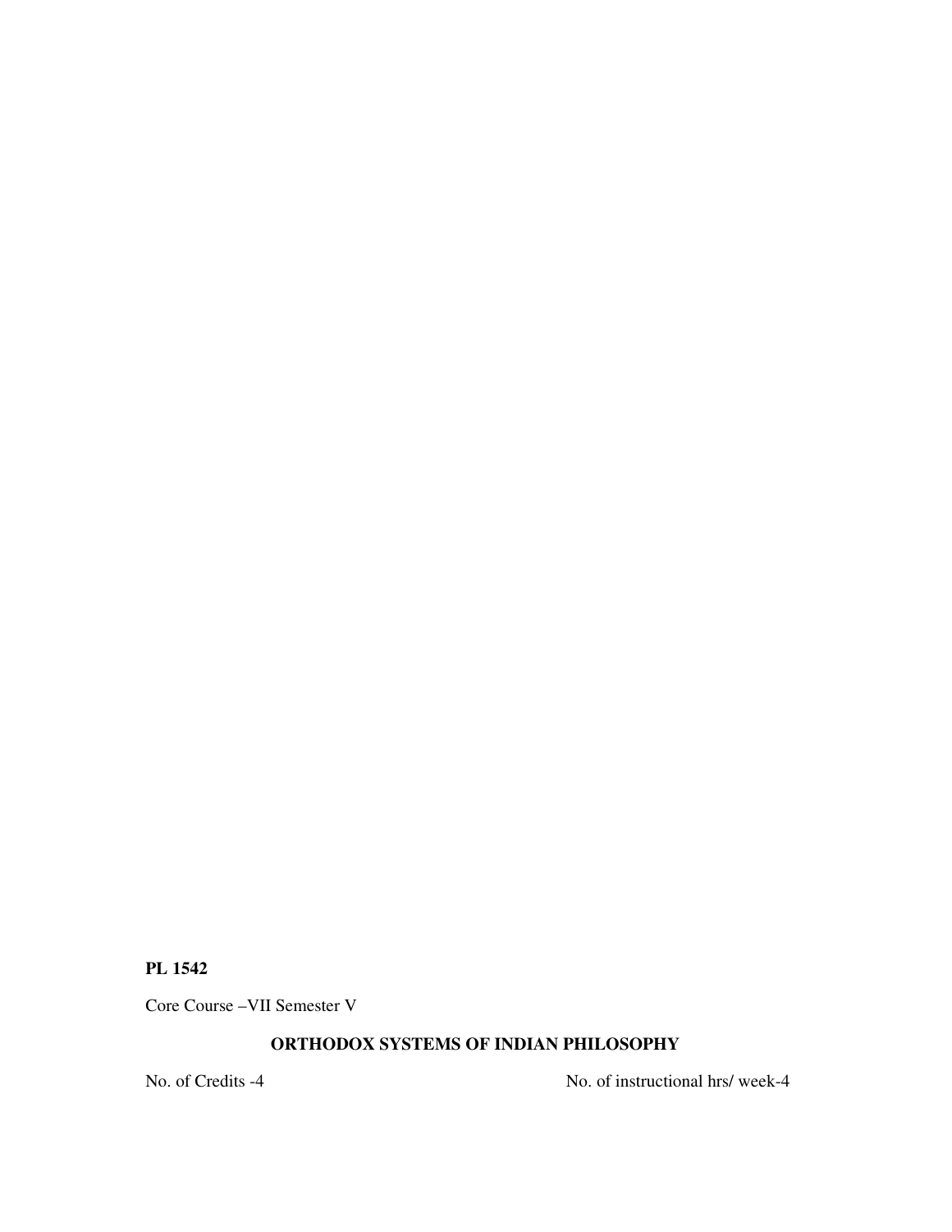**PL 1542**

Core Course –VII Semester V

## ORTHODOX SYSTEMS OF INDIAN PHILOSOPHY

No. of Credits -4 No. of instructional hrs/ week-4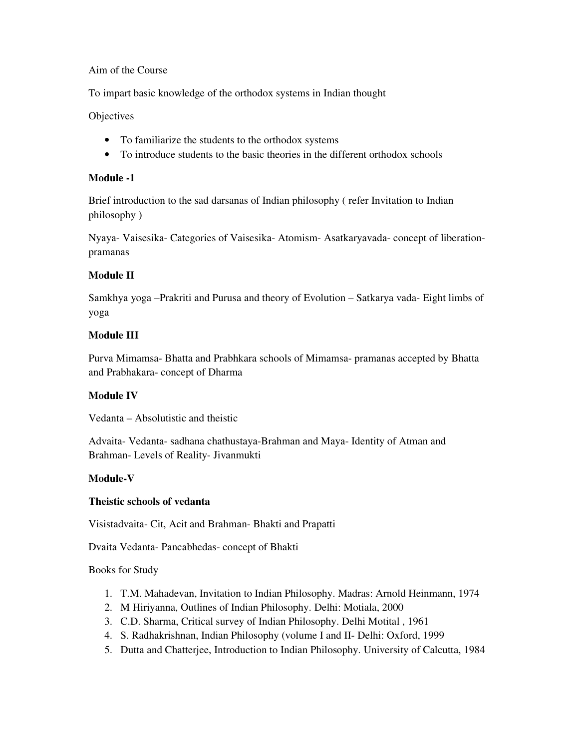Aim of the Course

To impart basic knowledge of the orthodox systems in Indian thought

Objectives

- To familiarize the students to the orthodox systems
- To introduce students to the basic theories in the different orthodox schools

**Module -1**

Brief introduction to the sad darsanas of Indian philosophy ( refer Invitation to Indian philosophy )

Nyaya- Vaisesika- Categories of Vaisesika- Atomism- Asatkaryavada- concept of liberation- pramanas

**Module II**

Samkhya yoga –Prakriti and Purusa and theory of Evolution – Satkarya vada- Eight limbs of yoga

**Module III**

Purva Mimamsa- Bhatta and Prabhkara schools of Mimamsa- pramanas accepted by Bhatta and Prabhakara- concept of Dharma

**Module IV**

Vedanta – Absolutistic and theistic

Advaita- Vedanta- sadhana chathustaya-Brahman and Maya- Identity of Atman and Brahman- Levels of Reality- Jivanmukti

**Module-V**

**Theistic schools of vedanta**

Visistadvaita- Cit, Acit and Brahman- Bhakti and Prapatti

Dvaita Vedanta- Pancabhedas- concept of Bhakti

Books for Study

1. T.M. Mahadevan, Invitation to Indian Philosophy. Madras: Arnold Heinmann, 1974
2. M Hiriyanna, Outlines of Indian Philosophy. Delhi: Motiala, 2000
3. C.D. Sharma, Critical survey of Indian Philosophy. Delhi Motital , 1961
4. S. Radhakrishnan, Indian Philosophy (volume I and II- Delhi: Oxford, 1999
5. Dutta and Chatterjee, Introduction to Indian Philosophy. University of Calcutta, 1984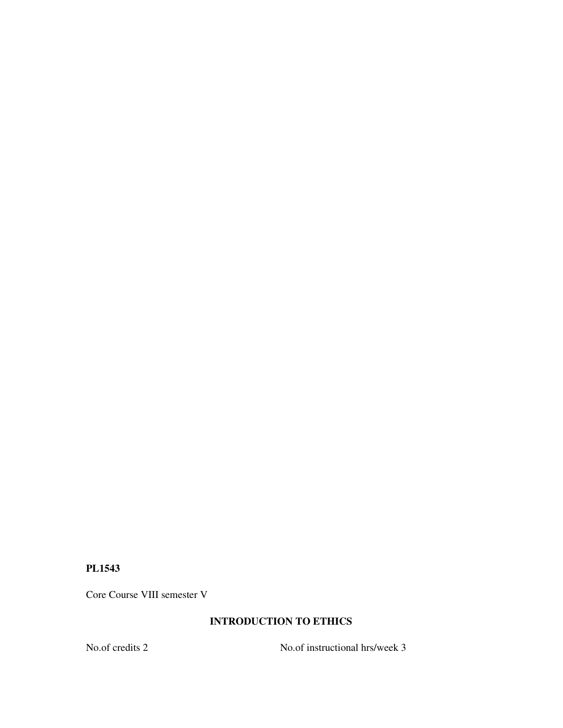**PL1543**

Core Course VIII semester V

## INTRODUCTION TO ETHICS

No.of credits 2 No.of instructional hrs/week 3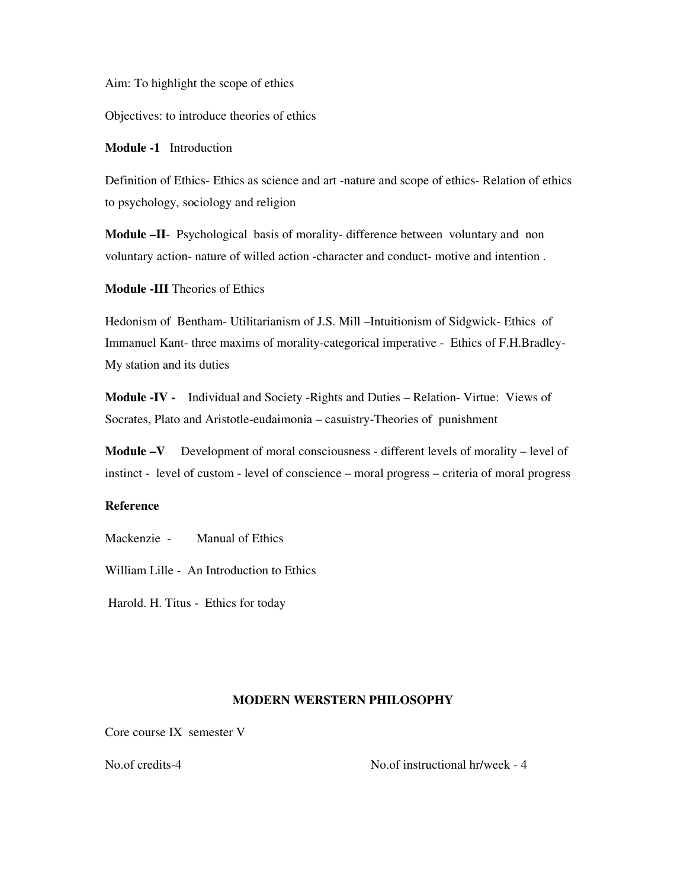Aim: To highlight the scope of ethics

Objectives: to introduce theories of ethics

**Module -1** Introduction

Definition of Ethics- Ethics as science and art -nature and scope of ethics- Relation of ethics to psychology, sociology and religion

**Module –II**- Psychological basis of morality- difference between voluntary and non voluntary action- nature of willed action -character and conduct- motive and intention .

**Module -III** Theories of Ethics

Hedonism of Bentham- Utilitarianism of J.S. Mill –Intuitionism of Sidgwick- Ethics of Immanuel Kant- three maxims of morality-categorical imperative - Ethics of F.H.Bradley- My station and its duties

**Module -IV -** Individual and Society -Rights and Duties – Relation- Virtue: Views of Socrates, Plato and Aristotle-eudaimonia – casuistry-Theories of punishment

**Module –V** Development of moral consciousness - different levels of morality – level of instinct - level of custom - level of conscience – moral progress – criteria of moral progress

**Reference**

Mackenzie - Manual of Ethics

William Lille - An Introduction to Ethics

Harold. H. Titus - Ethics for today

## MODERN WERSTERN PHILOSOPHY

Core course IX semester V

No.of credits-4 No.of instructional hr/week - 4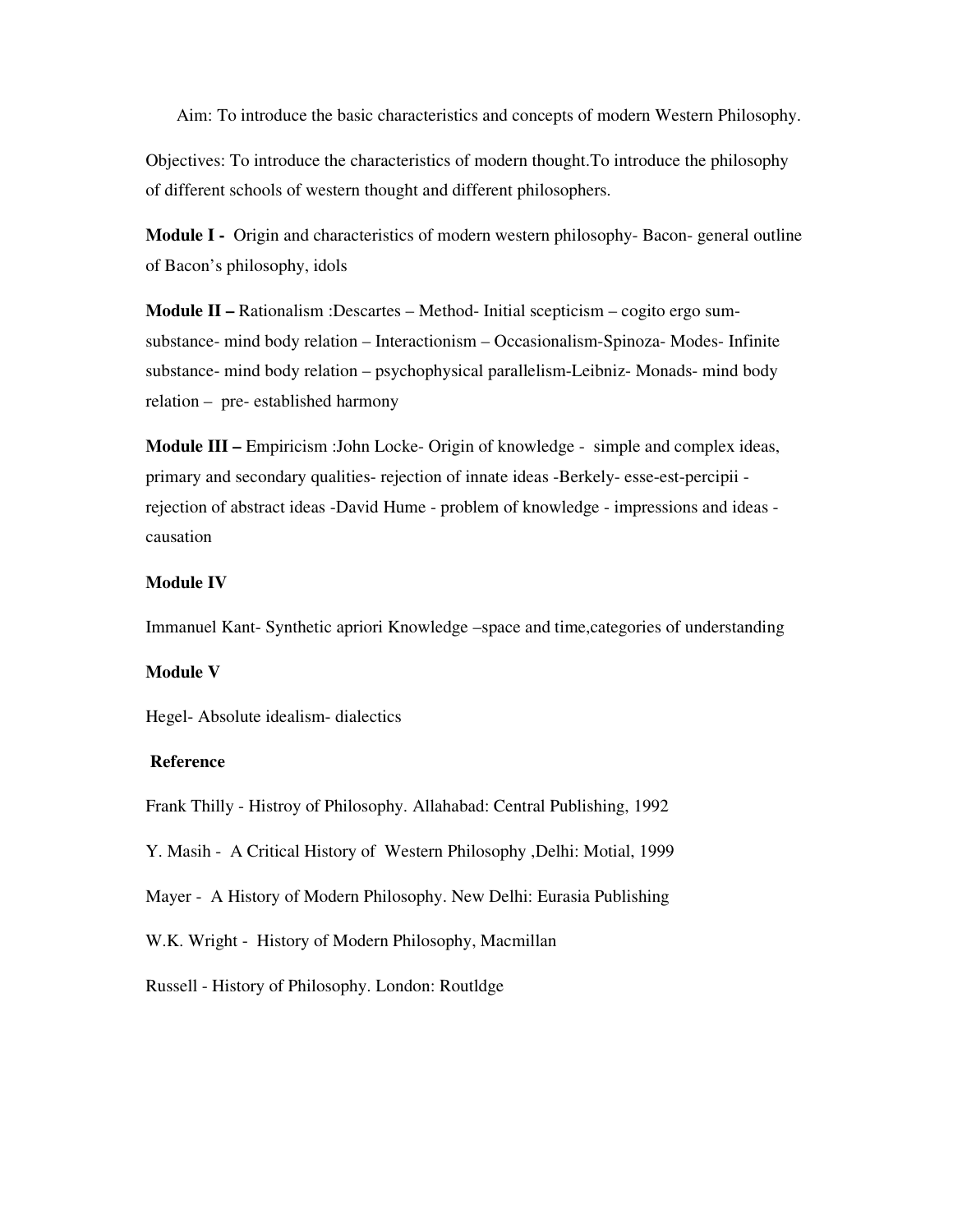Aim: To introduce the basic characteristics and concepts of modern Western Philosophy.

Objectives: To introduce the characteristics of modern thought.To introduce the philosophy of different schools of western thought and different philosophers.

**Module I -** Origin and characteristics of modern western philosophy- Bacon- general outline of Bacon's philosophy, idols

**Module II –** Rationalism :Descartes – Method- Initial scepticism – cogito ergo sum- substance- mind body relation – Interactionism – Occasionalism-Spinoza- Modes- Infinite substance- mind body relation – psychophysical parallelism-Leibniz- Monads- mind body relation – pre- established harmony

**Module III –** Empiricism :John Locke- Origin of knowledge - simple and complex ideas, primary and secondary qualities- rejection of innate ideas -Berkely- esse-est-percipii - rejection of abstract ideas -David Hume - problem of knowledge - impressions and ideas - causation

**Module IV**

Immanuel Kant- Synthetic apriori Knowledge –space and time,categories of understanding

**Module V**

Hegel- Absolute idealism- dialectics

**Reference**

Frank Thilly - Histroy of Philosophy. Allahabad: Central Publishing, 1992

Y. Masih - A Critical History of Western Philosophy ,Delhi: Motial, 1999

Mayer - A History of Modern Philosophy. New Delhi: Eurasia Publishing

W.K. Wright - History of Modern Philosophy, Macmillan

Russell - History of Philosophy. London: Routldge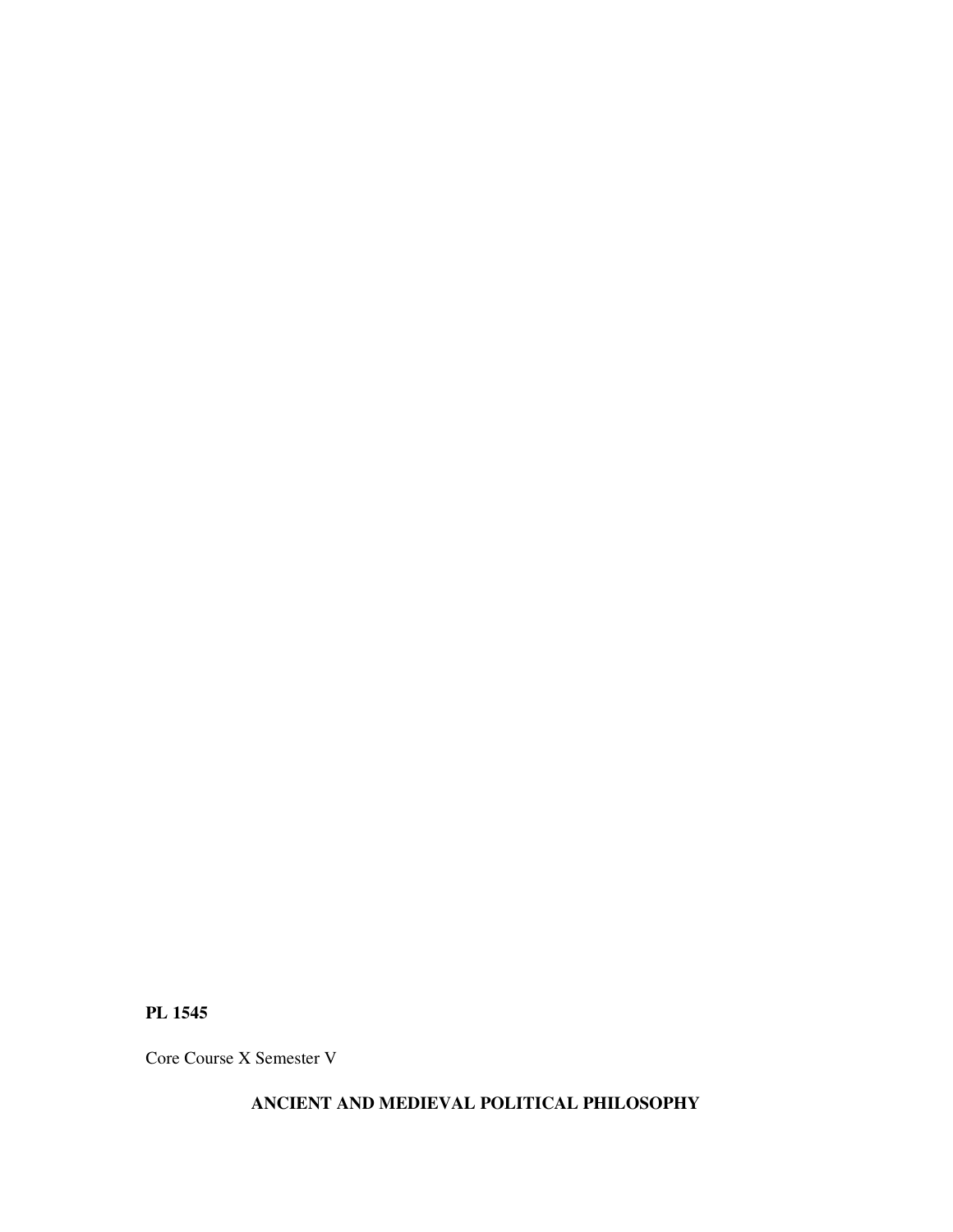**PL 1545**

Core Course X Semester V

## ANCIENT AND MEDIEVAL POLITICAL PHILOSOPHY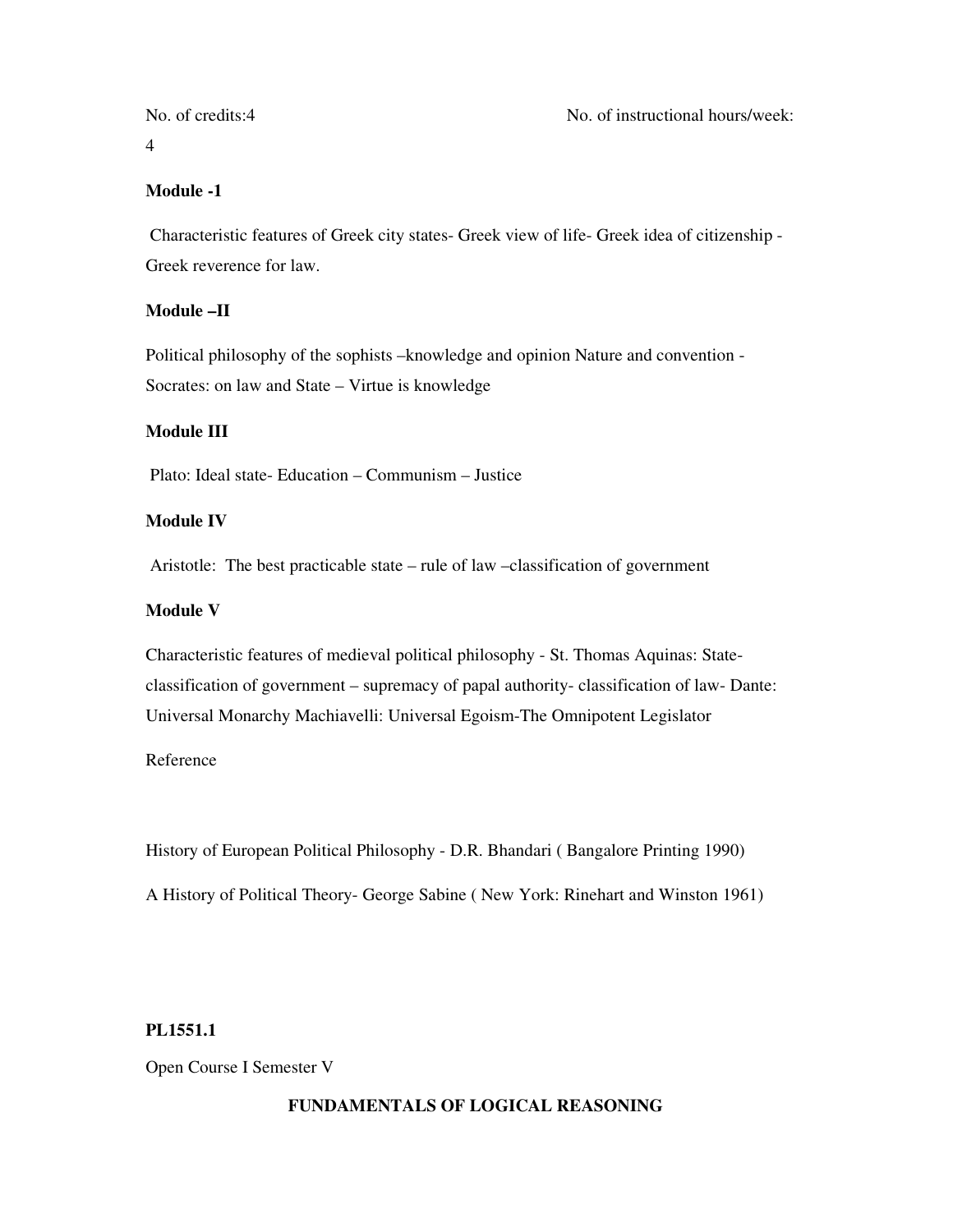No. of credits:4 No. of instructional hours/week: 4

**Module -1**

Characteristic features of Greek city states- Greek view of life- Greek idea of citizenship - Greek reverence for law.

**Module –II**

Political philosophy of the sophists –knowledge and opinion Nature and convention - Socrates: on law and State – Virtue is knowledge

**Module III**

Plato: Ideal state- Education – Communism – Justice

**Module IV**

Aristotle: The best practicable state – rule of law –classification of government

**Module V**

Characteristic features of medieval political philosophy - St. Thomas Aquinas: State- classification of government – supremacy of papal authority- classification of law- Dante: Universal Monarchy Machiavelli: Universal Egoism-The Omnipotent Legislator

Reference

History of European Political Philosophy - D.R. Bhandari ( Bangalore Printing 1990)

A History of Political Theory- George Sabine ( New York: Rinehart and Winston 1961)

**PL1551.1**

Open Course I Semester V

**FUNDAMENTALS OF LOGICAL REASONING**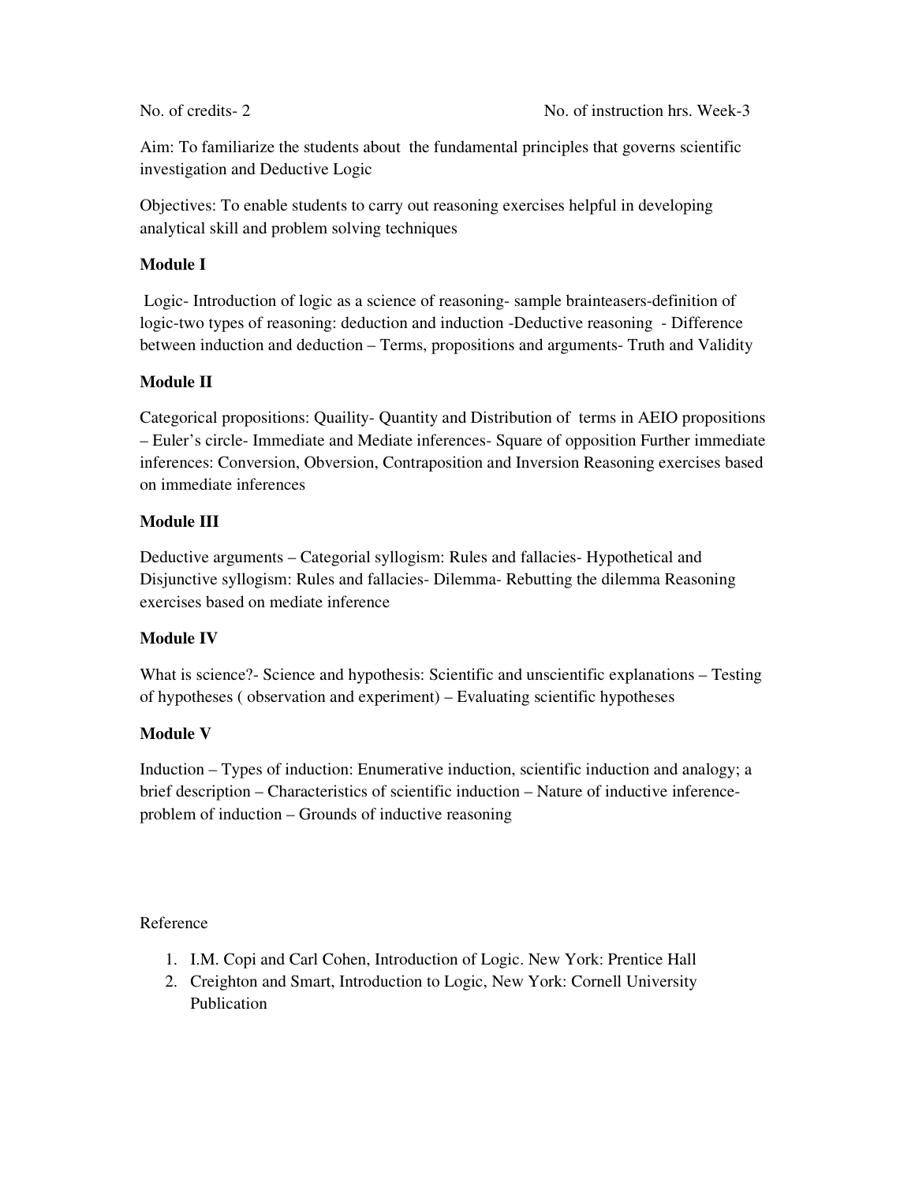No. of credits- 2 No. of instruction hrs. Week-3

Aim: To familiarize the students about the fundamental principles that governs scientific investigation and Deductive Logic

Objectives: To enable students to carry out reasoning exercises helpful in developing analytical skill and problem solving techniques

**Module I**

Logic- Introduction of logic as a science of reasoning- sample brainteasers-definition of logic-two types of reasoning: deduction and induction -Deductive reasoning - Difference between induction and deduction – Terms, propositions and arguments- Truth and Validity

**Module II**

Categorical propositions: Quaility- Quantity and Distribution of terms in AEIO propositions – Euler's circle- Immediate and Mediate inferences- Square of opposition Further immediate inferences: Conversion, Obversion, Contraposition and Inversion Reasoning exercises based on immediate inferences

**Module III**

Deductive arguments – Categorial syllogism: Rules and fallacies- Hypothetical and Disjunctive syllogism: Rules and fallacies- Dilemma- Rebutting the dilemma Reasoning exercises based on mediate inference

**Module IV**

What is science?- Science and hypothesis: Scientific and unscientific explanations – Testing of hypotheses ( observation and experiment) – Evaluating scientific hypotheses

**Module V**

Induction – Types of induction: Enumerative induction, scientific induction and analogy; a brief description – Characteristics of scientific induction – Nature of inductive inference- problem of induction – Grounds of inductive reasoning

Reference

1. I.M. Copi and Carl Cohen, Introduction of Logic. New York: Prentice Hall
2. Creighton and Smart, Introduction to Logic, New York: Cornell University Publication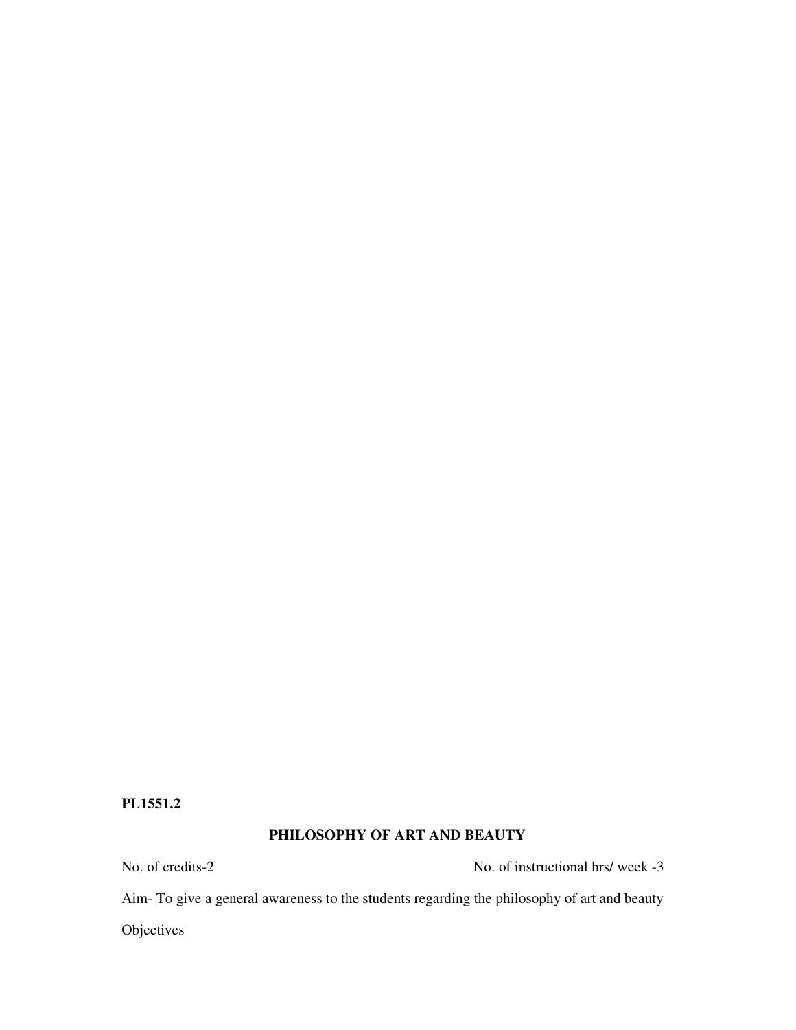**PL1551.2**

## PHILOSOPHY OF ART AND BEAUTY

No. of credits-2 No. of instructional hrs/ week -3

Aim- To give a general awareness to the students regarding the philosophy of art and beauty

Objectives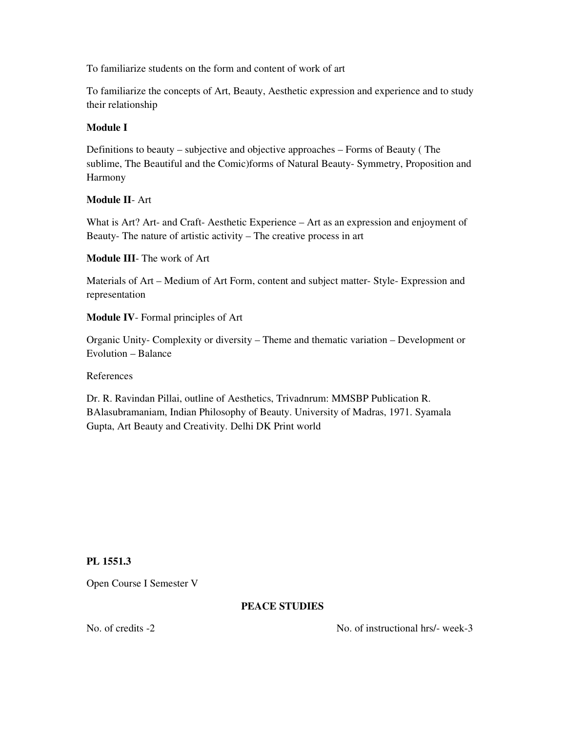To familiarize students on the form and content of work of art

To familiarize the concepts of Art, Beauty, Aesthetic expression and experience and to study their relationship

**Module I**

Definitions to beauty – subjective and objective approaches – Forms of Beauty ( The sublime, The Beautiful and the Comic)forms of Natural Beauty- Symmetry, Proposition and Harmony

**Module II**- Art

What is Art? Art- and Craft- Aesthetic Experience – Art as an expression and enjoyment of Beauty- The nature of artistic activity – The creative process in art

**Module III**- The work of Art

Materials of Art – Medium of Art Form, content and subject matter- Style- Expression and representation

**Module IV**- Formal principles of Art

Organic Unity- Complexity or diversity – Theme and thematic variation – Development or Evolution – Balance

References

Dr. R. Ravindan Pillai, outline of Aesthetics, Trivadnrum: MMSBP Publication R. BAlasubramaniam, Indian Philosophy of Beauty. University of Madras, 1971. Syamala Gupta, Art Beauty and Creativity. Delhi DK Print world

**PL 1551.3**

Open Course I Semester V

**PEACE STUDIES**

No. of credits -2 No. of instructional hrs/- week-3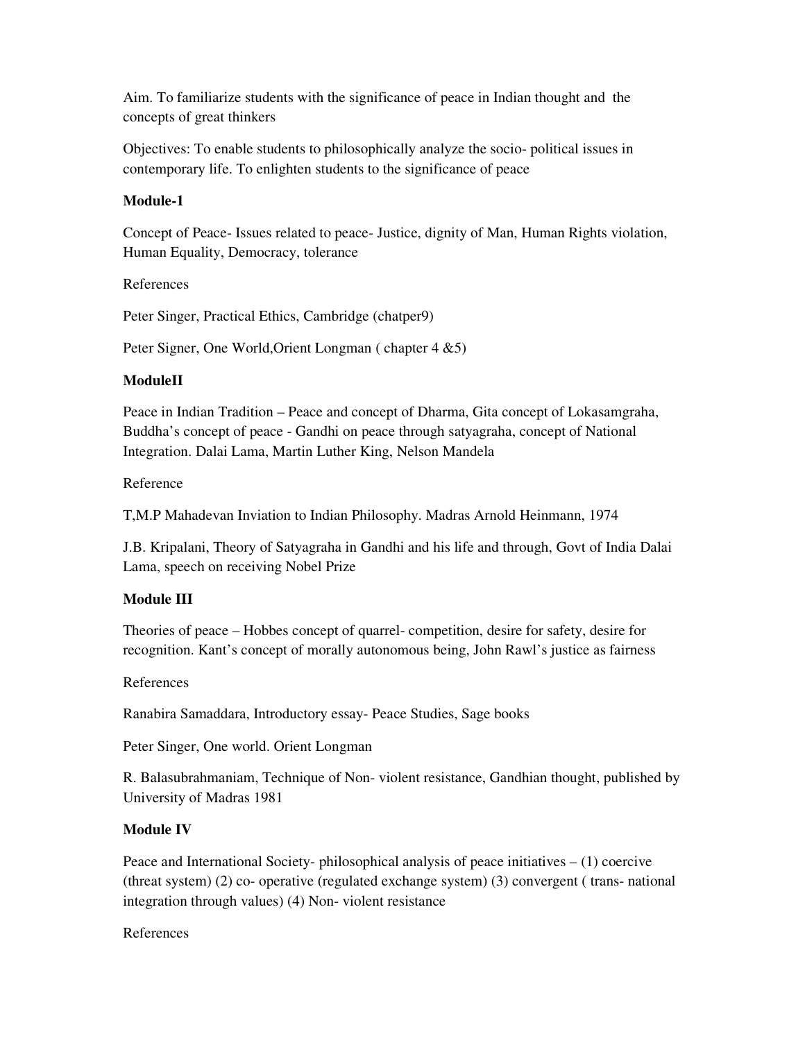Aim. To familiarize students with the significance of peace in Indian thought and the concepts of great thinkers

Objectives: To enable students to philosophically analyze the socio- political issues in contemporary life. To enlighten students to the significance of peace

**Module-1**

Concept of Peace- Issues related to peace- Justice, dignity of Man, Human Rights violation, Human Equality, Democracy, tolerance

References

Peter Singer, Practical Ethics, Cambridge (chatper9)

Peter Signer, One World,Orient Longman ( chapter 4 &5)

**ModuleII**

Peace in Indian Tradition – Peace and concept of Dharma, Gita concept of Lokasamgraha, Buddha's concept of peace - Gandhi on peace through satyagraha, concept of National Integration. Dalai Lama, Martin Luther King, Nelson Mandela

Reference

T,M.P Mahadevan Inviation to Indian Philosophy. Madras Arnold Heinmann, 1974

J.B. Kripalani, Theory of Satyagraha in Gandhi and his life and through, Govt of India Dalai Lama, speech on receiving Nobel Prize

**Module III**

Theories of peace – Hobbes concept of quarrel- competition, desire for safety, desire for recognition. Kant's concept of morally autonomous being, John Rawl's justice as fairness

References

Ranabira Samaddara, Introductory essay- Peace Studies, Sage books

Peter Singer, One world. Orient Longman

R. Balasubrahmaniam, Technique of Non- violent resistance, Gandhian thought, published by University of Madras 1981

**Module IV**

Peace and International Society- philosophical analysis of peace initiatives – (1) coercive (threat system) (2) co- operative (regulated exchange system) (3) convergent ( trans- national integration through values) (4) Non- violent resistance

References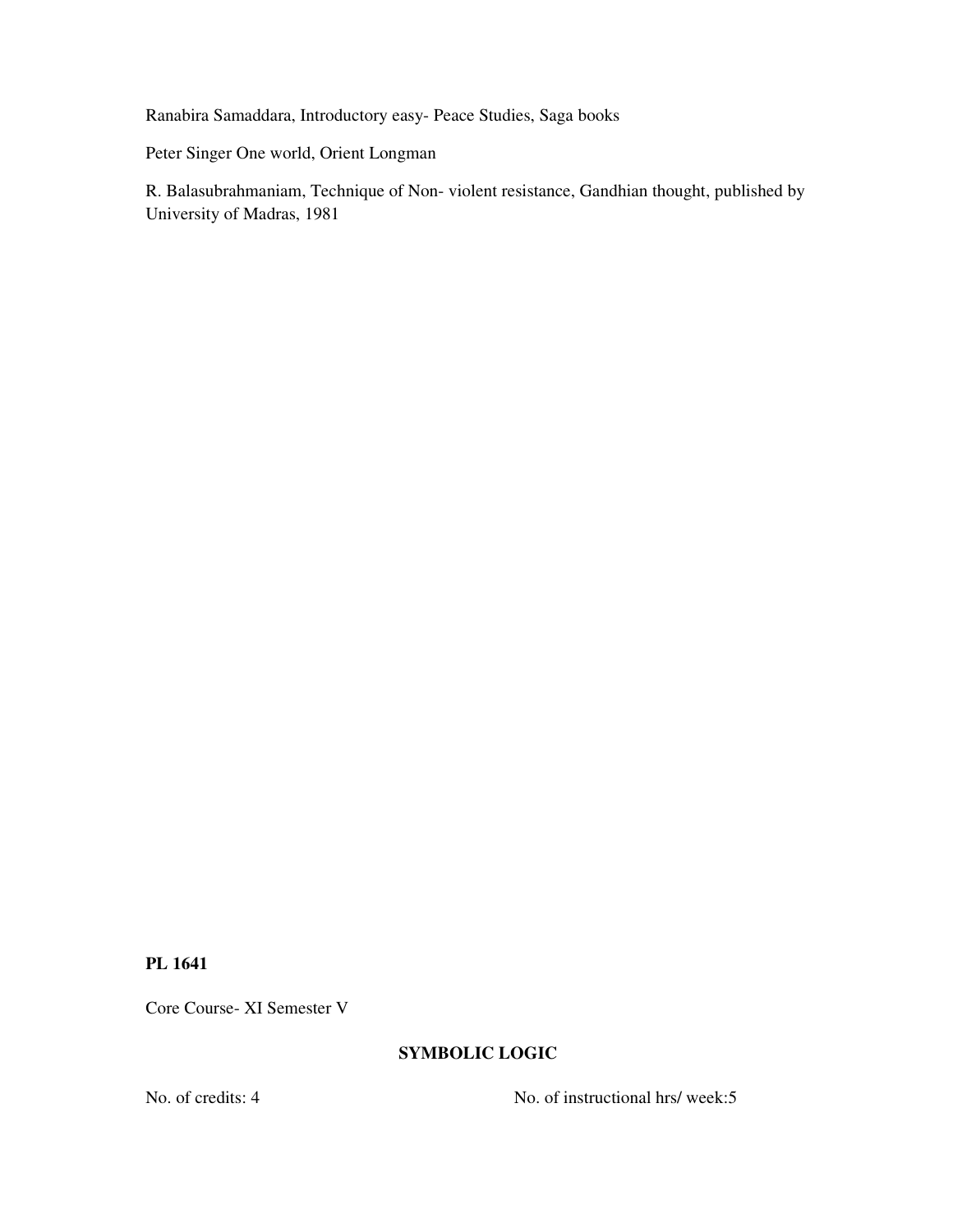Ranabira Samaddara, Introductory easy- Peace Studies, Saga books

Peter Singer One world, Orient Longman

R. Balasubrahmaniam, Technique of Non- violent resistance, Gandhian thought, published by University of Madras, 1981

**PL 1641**

Core Course- XI Semester V

### SYMBOLIC LOGIC

No. of credits: 4 No. of instructional hrs/ week:5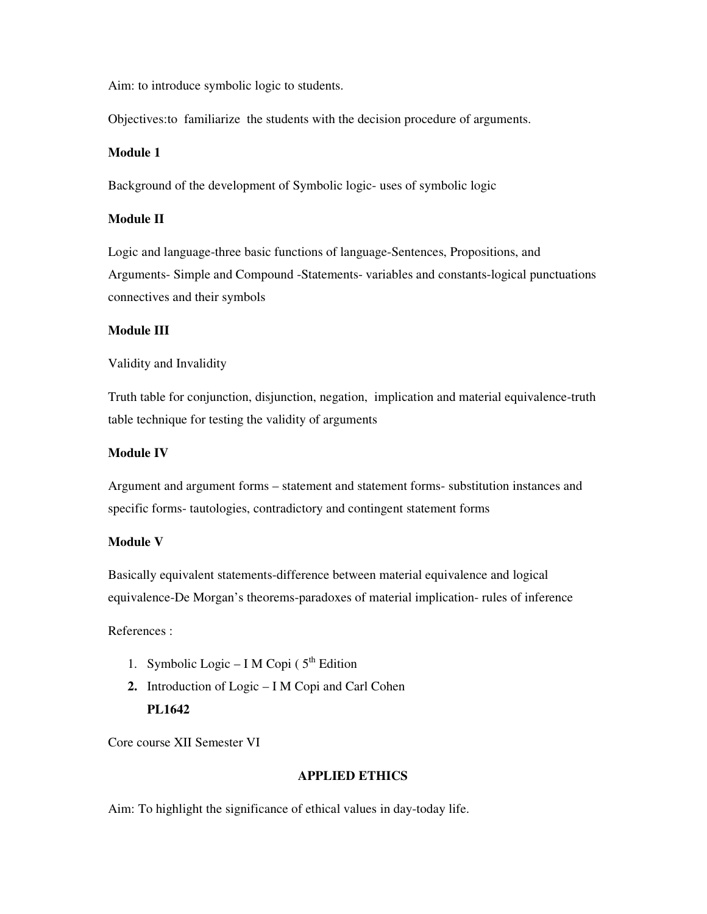Aim: to introduce symbolic logic to students.

Objectives:to familiarize the students with the decision procedure of arguments.

**Module 1**

Background of the development of Symbolic logic- uses of symbolic logic

**Module II**

Logic and language-three basic functions of language-Sentences, Propositions, and Arguments- Simple and Compound -Statements- variables and constants-logical punctuations connectives and their symbols

**Module III**

Validity and Invalidity

Truth table for conjunction, disjunction, negation, implication and material equivalence-truth table technique for testing the validity of arguments

**Module IV**

Argument and argument forms – statement and statement forms- substitution instances and specific forms- tautologies, contradictory and contingent statement forms

**Module V**

Basically equivalent statements-difference between material equivalence and logical equivalence-De Morgan's theorems-paradoxes of material implication- rules of inference

References :

1. Symbolic Logic – I M Copi ( 5th Edition
2. Introduction of Logic – I M Copi and Carl Cohen

**PL1642**

Core course XII Semester VI

**APPLIED ETHICS**

Aim: To highlight the significance of ethical values in day-today life.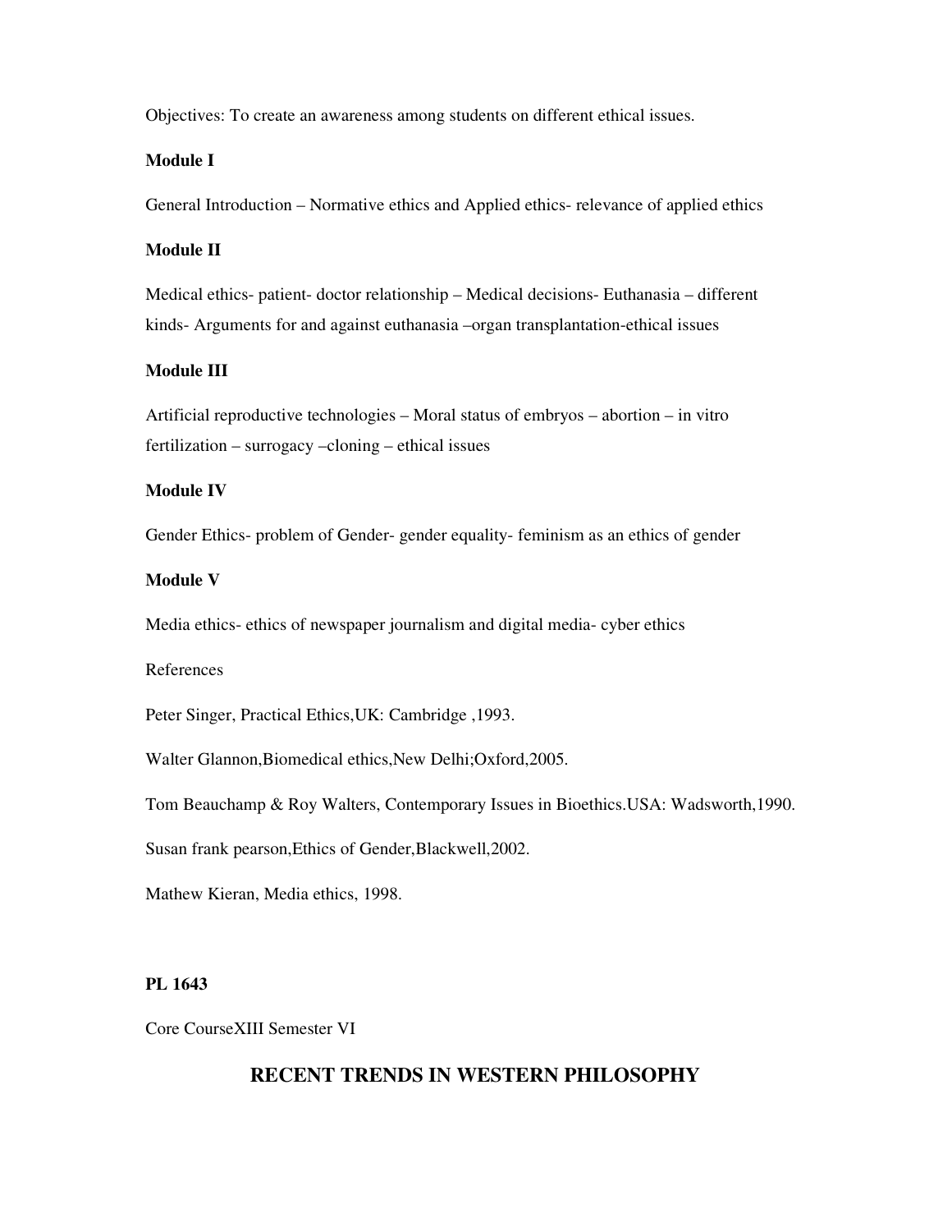Objectives: To create an awareness among students on different ethical issues.

**Module I**

General Introduction – Normative ethics and Applied ethics- relevance of applied ethics

**Module II**

Medical ethics- patient- doctor relationship – Medical decisions- Euthanasia – different kinds- Arguments for and against euthanasia –organ transplantation-ethical issues

**Module III**

Artificial reproductive technologies – Moral status of embryos – abortion – in vitro fertilization – surrogacy –cloning – ethical issues

**Module IV**

Gender Ethics- problem of Gender- gender equality- feminism as an ethics of gender

**Module V**

Media ethics- ethics of newspaper journalism and digital media- cyber ethics

References

Peter Singer, Practical Ethics,UK: Cambridge ,1993.

Walter Glannon,Biomedical ethics,New Delhi;Oxford,2005.

Tom Beauchamp & Roy Walters, Contemporary Issues in Bioethics.USA: Wadsworth,1990.

Susan frank pearson,Ethics of Gender,Blackwell,2002.

Mathew Kieran, Media ethics, 1998.

**PL 1643**

Core CourseXIII Semester VI

## RECENT TRENDS IN WESTERN PHILOSOPHY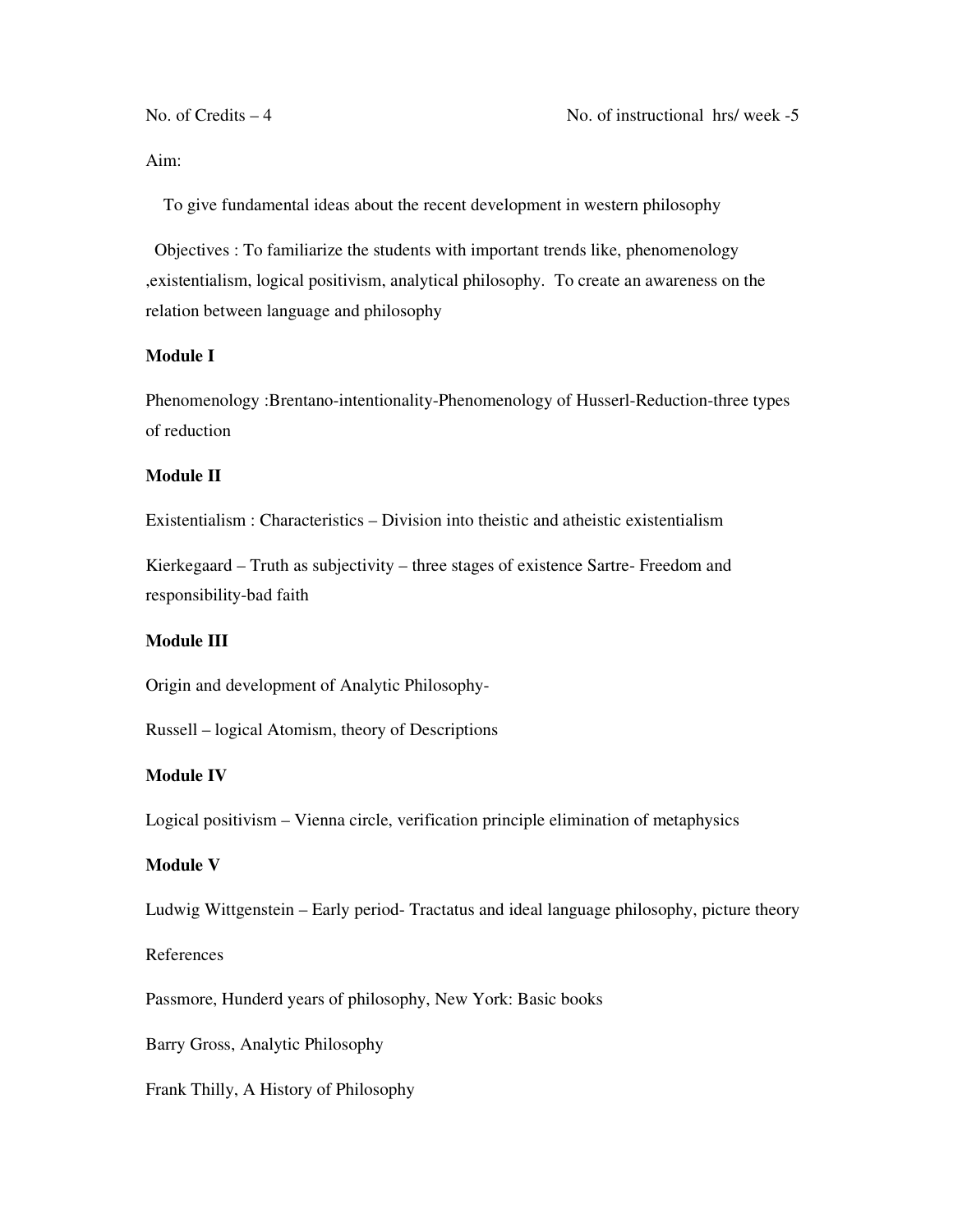No. of Credits – 4 No. of instructional hrs/ week -5

Aim:

To give fundamental ideas about the recent development in western philosophy

Objectives : To familiarize the students with important trends like, phenomenology ,existentialism, logical positivism, analytical philosophy. To create an awareness on the relation between language and philosophy

**Module I**

Phenomenology :Brentano-intentionality-Phenomenology of Husserl-Reduction-three types of reduction

**Module II**

Existentialism : Characteristics – Division into theistic and atheistic existentialism

Kierkegaard – Truth as subjectivity – three stages of existence Sartre- Freedom and responsibility-bad faith

**Module III**

Origin and development of Analytic Philosophy-

Russell – logical Atomism, theory of Descriptions

**Module IV**

Logical positivism – Vienna circle, verification principle elimination of metaphysics

**Module V**

Ludwig Wittgenstein – Early period- Tractatus and ideal language philosophy, picture theory

References

Passmore, Hunderd years of philosophy, New York: Basic books

Barry Gross, Analytic Philosophy

Frank Thilly, A History of Philosophy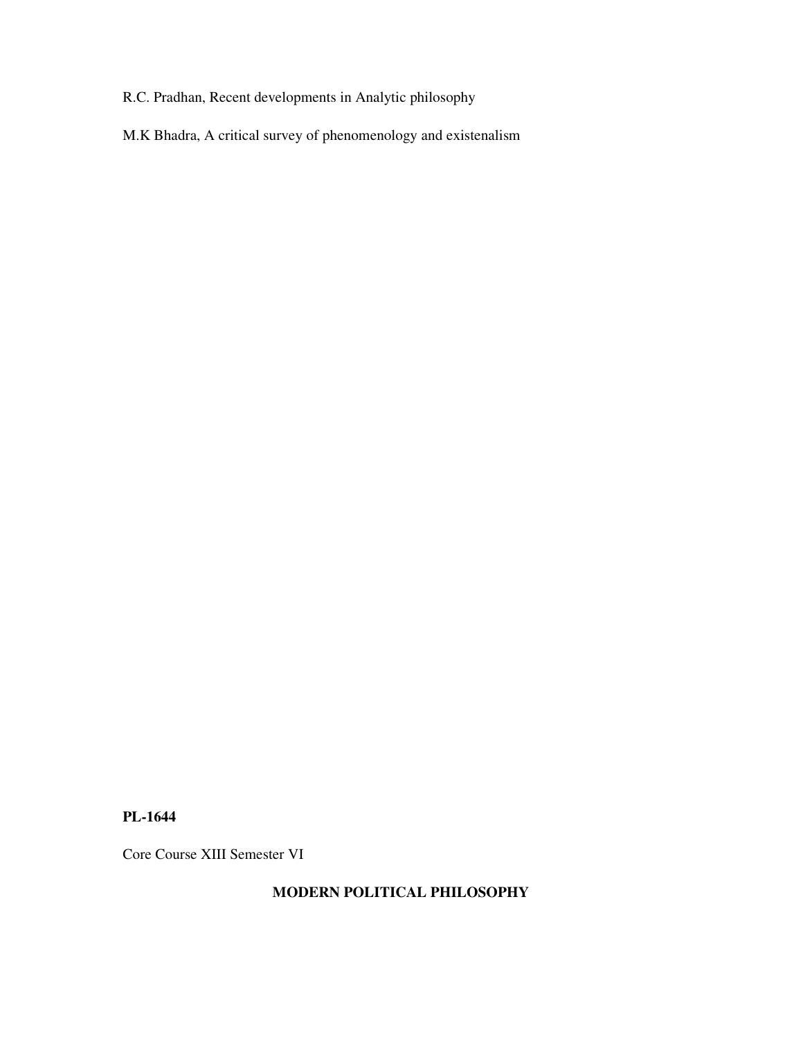R.C. Pradhan, Recent developments in Analytic philosophy

M.K Bhadra, A critical survey of phenomenology and existenalism

**PL-1644**

Core Course XIII Semester VI

## MODERN POLITICAL PHILOSOPHY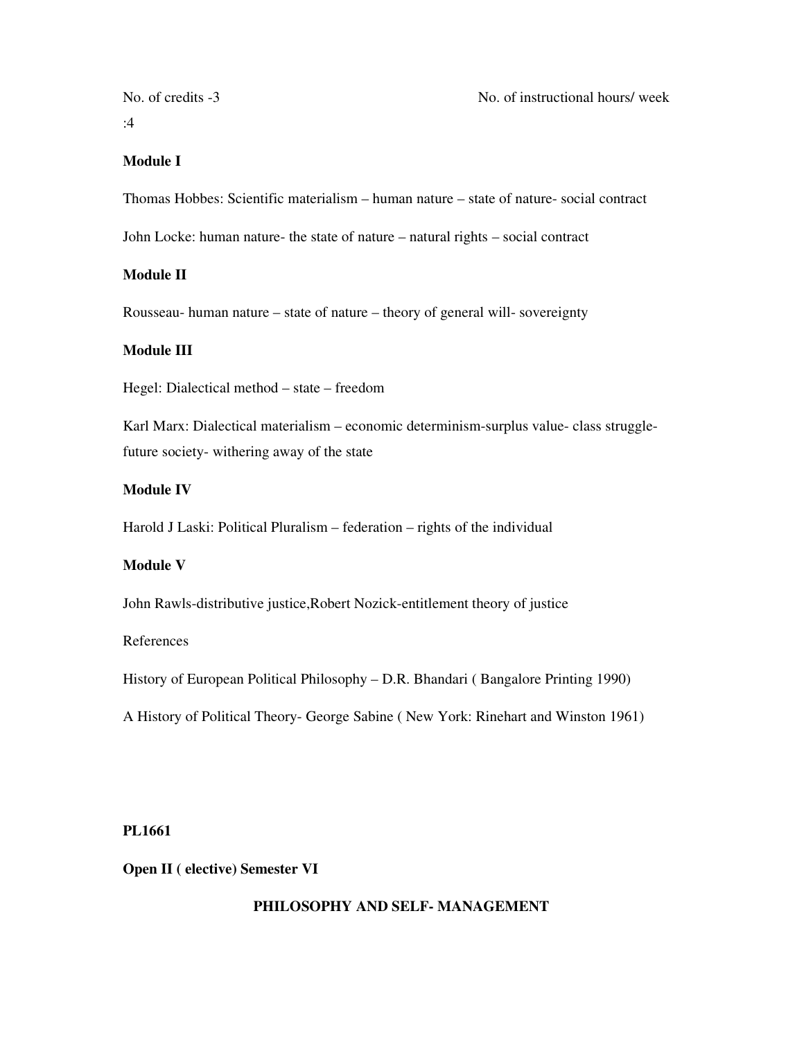No. of credits -3 No. of instructional hours/ week :4

**Module I**

Thomas Hobbes: Scientific materialism – human nature – state of nature- social contract

John Locke: human nature- the state of nature – natural rights – social contract

**Module II**

Rousseau- human nature – state of nature – theory of general will- sovereignty

**Module III**

Hegel: Dialectical method – state – freedom

Karl Marx: Dialectical materialism – economic determinism-surplus value- class struggle- future society- withering away of the state

**Module IV**

Harold J Laski: Political Pluralism – federation – rights of the individual

**Module V**

John Rawls-distributive justice,Robert Nozick-entitlement theory of justice

References

History of European Political Philosophy – D.R. Bhandari ( Bangalore Printing 1990)

A History of Political Theory- George Sabine ( New York: Rinehart and Winston 1961)

**PL1661**

**Open II ( elective) Semester VI**

**PHILOSOPHY AND SELF- MANAGEMENT**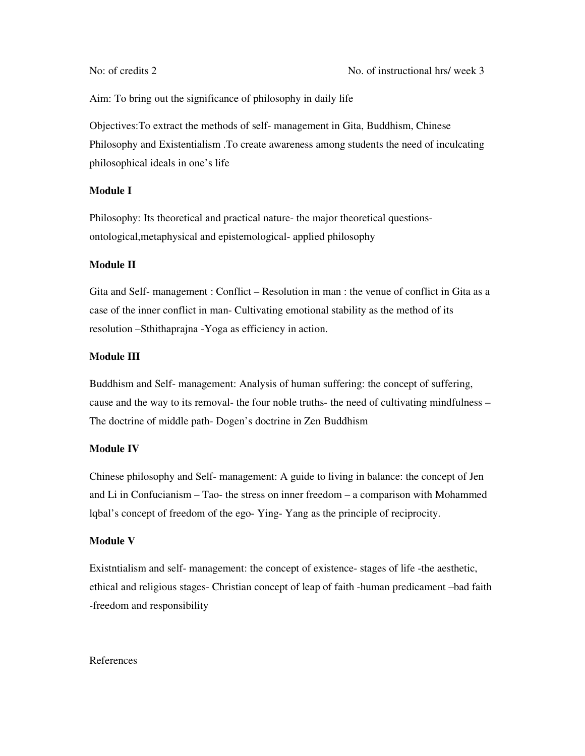No: of credits 2 No. of instructional hrs/ week 3

Aim: To bring out the significance of philosophy in daily life

Objectives:To extract the methods of self- management in Gita, Buddhism, Chinese Philosophy and Existentialism .To create awareness among students the need of inculcating philosophical ideals in one's life

**Module I**

Philosophy: Its theoretical and practical nature- the major theoretical questions- ontological,metaphysical and epistemological- applied philosophy

**Module II**

Gita and Self- management : Conflict – Resolution in man : the venue of conflict in Gita as a case of the inner conflict in man- Cultivating emotional stability as the method of its resolution –Sthithaprajna -Yoga as efficiency in action.

**Module III**

Buddhism and Self- management: Analysis of human suffering: the concept of suffering, cause and the way to its removal- the four noble truths- the need of cultivating mindfulness – The doctrine of middle path- Dogen's doctrine in Zen Buddhism

**Module IV**

Chinese philosophy and Self- management: A guide to living in balance: the concept of Jen and Li in Confucianism – Tao- the stress on inner freedom – a comparison with Mohammed lqbal's concept of freedom of the ego- Ying- Yang as the principle of reciprocity.

**Module V**

Existntialism and self- management: the concept of existence- stages of life -the aesthetic, ethical and religious stages- Christian concept of leap of faith -human predicament –bad faith -freedom and responsibility

References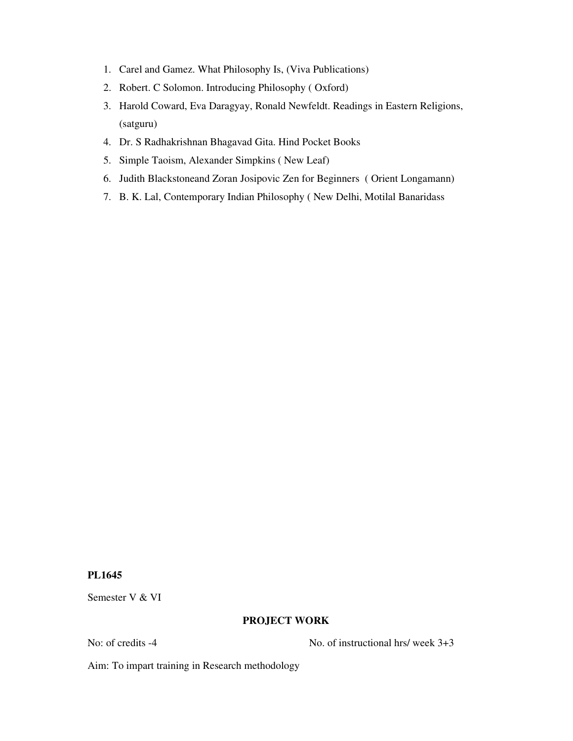1. Carel and Gamez. What Philosophy Is, (Viva Publications)
2. Robert. C Solomon. Introducing Philosophy ( Oxford)
3. Harold Coward, Eva Daragyay, Ronald Newfeldt. Readings in Eastern Religions, (satguru)
4. Dr. S Radhakrishnan Bhagavad Gita. Hind Pocket Books
5. Simple Taoism, Alexander Simpkins ( New Leaf)
6. Judith Blackstoneand Zoran Josipovic Zen for Beginners ( Orient Longamann)
7. B. K. Lal, Contemporary Indian Philosophy ( New Delhi, Motilal Banaridass

**PL1645**

Semester V & VI

**PROJECT WORK**

No: of credits -4 No. of instructional hrs/ week 3+3

Aim: To impart training in Research methodology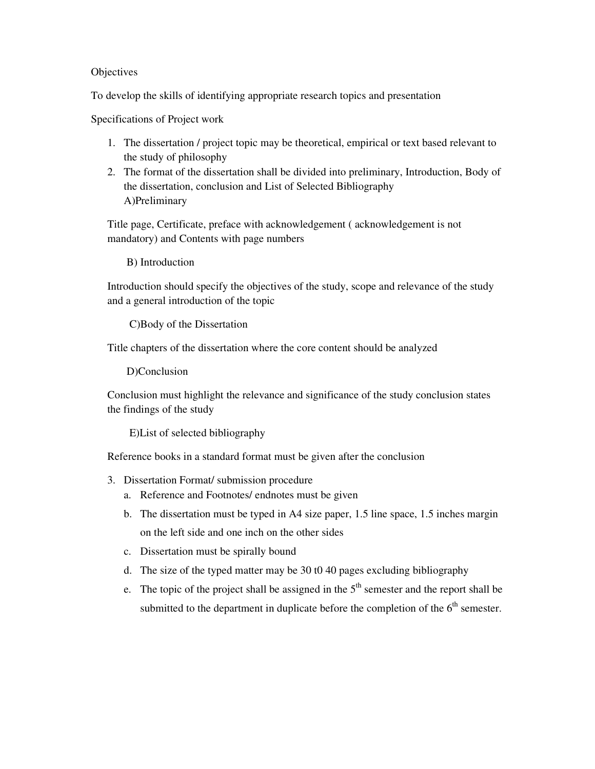Objectives

To develop the skills of identifying appropriate research topics and presentation

Specifications of Project work

1. The dissertation / project topic may be theoretical, empirical or text based relevant to the study of philosophy
2. The format of the dissertation shall be divided into preliminary, Introduction, Body of the dissertation, conclusion and List of Selected Bibliography
   A)Preliminary

   Title page, Certificate, preface with acknowledgement ( acknowledgement is not mandatory) and Contents with page numbers

   B) Introduction

   Introduction should specify the objectives of the study, scope and relevance of the study and a general introduction of the topic

   C)Body of the Dissertation

   Title chapters of the dissertation where the core content should be analyzed

   D)Conclusion

   Conclusion must highlight the relevance and significance of the study conclusion states the findings of the study

   E)List of selected bibliography

   Reference books in a standard format must be given after the conclusion

3. Dissertation Format/ submission procedure
   a. Reference and Footnotes/ endnotes must be given
   b. The dissertation must be typed in A4 size paper, 1.5 line space, 1.5 inches margin on the left side and one inch on the other sides
   c. Dissertation must be spirally bound
   d. The size of the typed matter may be 30 t0 40 pages excluding bibliography
   e. The topic of the project shall be assigned in the 5th semester and the report shall be submitted to the department in duplicate before the completion of the 6th semester.